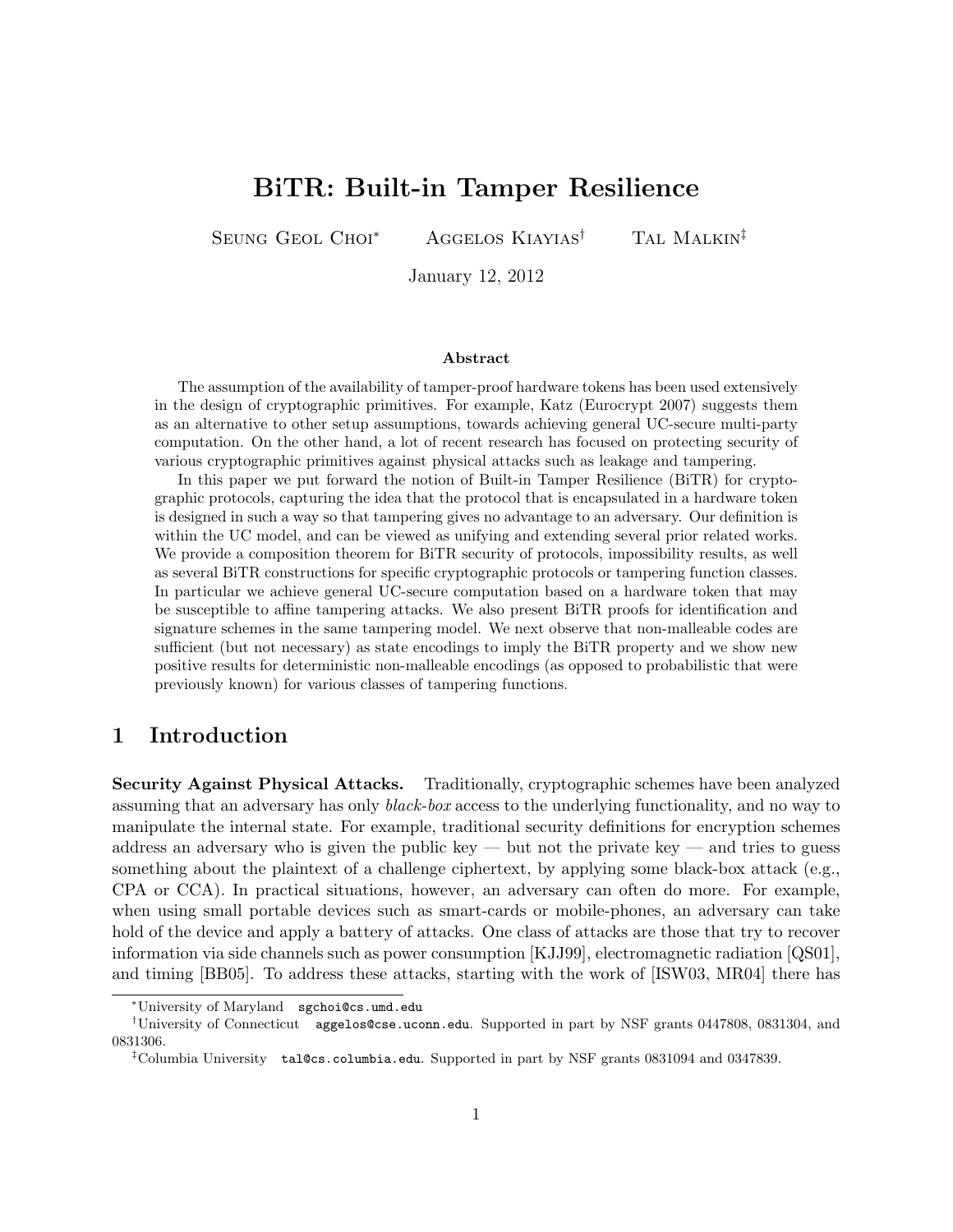# BiTR: Built-in Tamper Resilience

Seung Geol Choi[*] Aggelos Kiayias[†] Tal Malkin[‡]

January 12, 2012

### Abstract

The assumption of the availability of tamper-proof hardware tokens has been used extensively in the design of cryptographic primitives. For example, Katz (Eurocrypt 2007) suggests them as an alternative to other setup assumptions, towards achieving general UC-secure multi-party computation. On the other hand, a lot of recent research has focused on protecting security of various cryptographic primitives against physical attacks such as leakage and tampering.

In this paper we put forward the notion of Built-in Tamper Resilience (BiTR) for cryptographic protocols, capturing the idea that the protocol that is encapsulated in a hardware token is designed in such a way so that tampering gives no advantage to an adversary. Our definition is within the UC model, and can be viewed as unifying and extending several prior related works. We provide a composition theorem for BiTR security of protocols, impossibility results, as well as several BiTR constructions for specific cryptographic protocols or tampering function classes. In particular we achieve general UC-secure computation based on a hardware token that may be susceptible to affine tampering attacks. We also present BiTR proofs for identification and signature schemes in the same tampering model. We next observe that non-malleable codes are sufficient (but not necessary) as state encodings to imply the BiTR property and we show new positive results for deterministic non-malleable encodings (as opposed to probabilistic that were previously known) for various classes of tampering functions.

## 1 Introduction

**Security Against Physical Attacks.** Traditionally, cryptographic schemes have been analyzed assuming that an adversary has only *black-box* access to the underlying functionality, and no way to manipulate the internal state. For example, traditional security definitions for encryption schemes address an adversary who is given the public key — but not the private key — and tries to guess something about the plaintext of a challenge ciphertext, by applying some black-box attack (e.g., CPA or CCA). In practical situations, however, an adversary can often do more. For example, when using small portable devices such as smart-cards or mobile-phones, an adversary can take hold of the device and apply a battery of attacks. One class of attacks are those that try to recover information via side channels such as power consumption [KJJ99], electromagnetic radiation [QS01], and timing [BB05]. To address these attacks, starting with the work of [ISW03, MR04] there has

---

[*] University of Maryland `sgchoi@cs.umd.edu`

[†] University of Connecticut `aggelos@cse.uconn.edu`. Supported in part by NSF grants 0447808, 0831304, and 0831306.

[‡] Columbia University `tal@cs.columbia.edu`. Supported in part by NSF grants 0831094 and 0347839.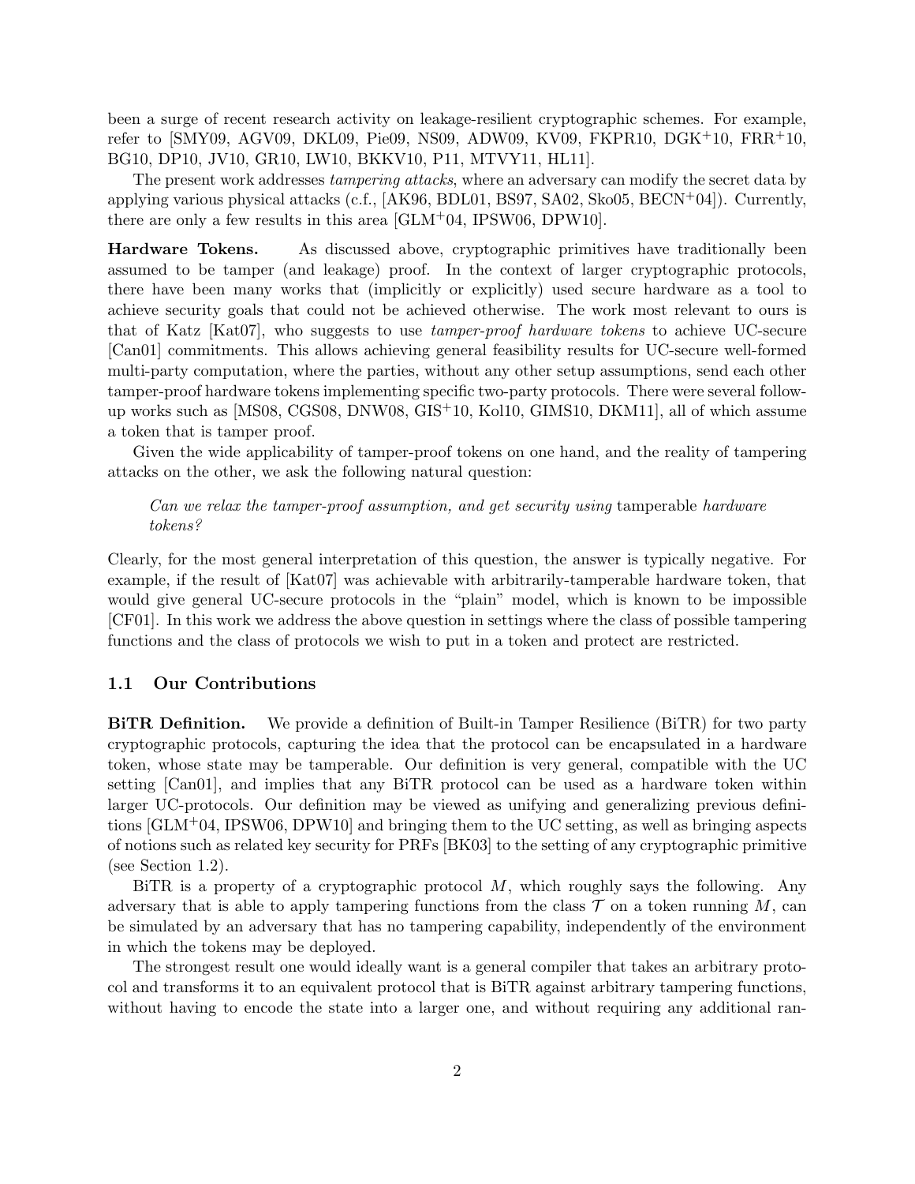been a surge of recent research activity on leakage-resilient cryptographic schemes. For example, refer to [SMY09, AGV09, DKL09, Pie09, NS09, ADW09, KV09, FKPR10, DGK+10, FRR+10, BG10, DP10, JV10, GR10, LW10, BKKV10, P11, MTVY11, HL11].

The present work addresses *tampering attacks*, where an adversary can modify the secret data by applying various physical attacks (c.f., [AK96, BDL01, BS97, SA02, Sko05, BECN+04]). Currently, there are only a few results in this area [GLM+04, IPSW06, DPW10].

**Hardware Tokens.** As discussed above, cryptographic primitives have traditionally been assumed to be tamper (and leakage) proof. In the context of larger cryptographic protocols, there have been many works that (implicitly or explicitly) used secure hardware as a tool to achieve security goals that could not be achieved otherwise. The work most relevant to ours is that of Katz [Kat07], who suggests to use *tamper-proof hardware tokens* to achieve UC-secure [Can01] commitments. This allows achieving general feasibility results for UC-secure well-formed multi-party computation, where the parties, without any other setup assumptions, send each other tamper-proof hardware tokens implementing specific two-party protocols. There were several follow-up works such as [MS08, CGS08, DNW08, GIS+10, Kol10, GIMS10, DKM11], all of which assume a token that is tamper proof.

Given the wide applicability of tamper-proof tokens on one hand, and the reality of tampering attacks on the other, we ask the following natural question:

> *Can we relax the tamper-proof assumption, and get security using* tamperable *hardware tokens?*

Clearly, for the most general interpretation of this question, the answer is typically negative. For example, if the result of [Kat07] was achievable with arbitrarily-tamperable hardware token, that would give general UC-secure protocols in the "plain" model, which is known to be impossible [CF01]. In this work we address the above question in settings where the class of possible tampering functions and the class of protocols we wish to put in a token and protect are restricted.

## 1.1 Our Contributions

**BiTR Definition.** We provide a definition of Built-in Tamper Resilience (BiTR) for two party cryptographic protocols, capturing the idea that the protocol can be encapsulated in a hardware token, whose state may be tamperable. Our definition is very general, compatible with the UC setting [Can01], and implies that any BiTR protocol can be used as a hardware token within larger UC-protocols. Our definition may be viewed as unifying and generalizing previous definitions [GLM+04, IPSW06, DPW10] and bringing them to the UC setting, as well as bringing aspects of notions such as related key security for PRFs [BK03] to the setting of any cryptographic primitive (see Section 1.2).

BiTR is a property of a cryptographic protocol $M$, which roughly says the following. Any adversary that is able to apply tampering functions from the class $\mathcal{T}$ on a token running $M$, can be simulated by an adversary that has no tampering capability, independently of the environment in which the tokens may be deployed.

The strongest result one would ideally want is a general compiler that takes an arbitrary protocol and transforms it to an equivalent protocol that is BiTR against arbitrary tampering functions, without having to encode the state into a larger one, and without requiring any additional ran-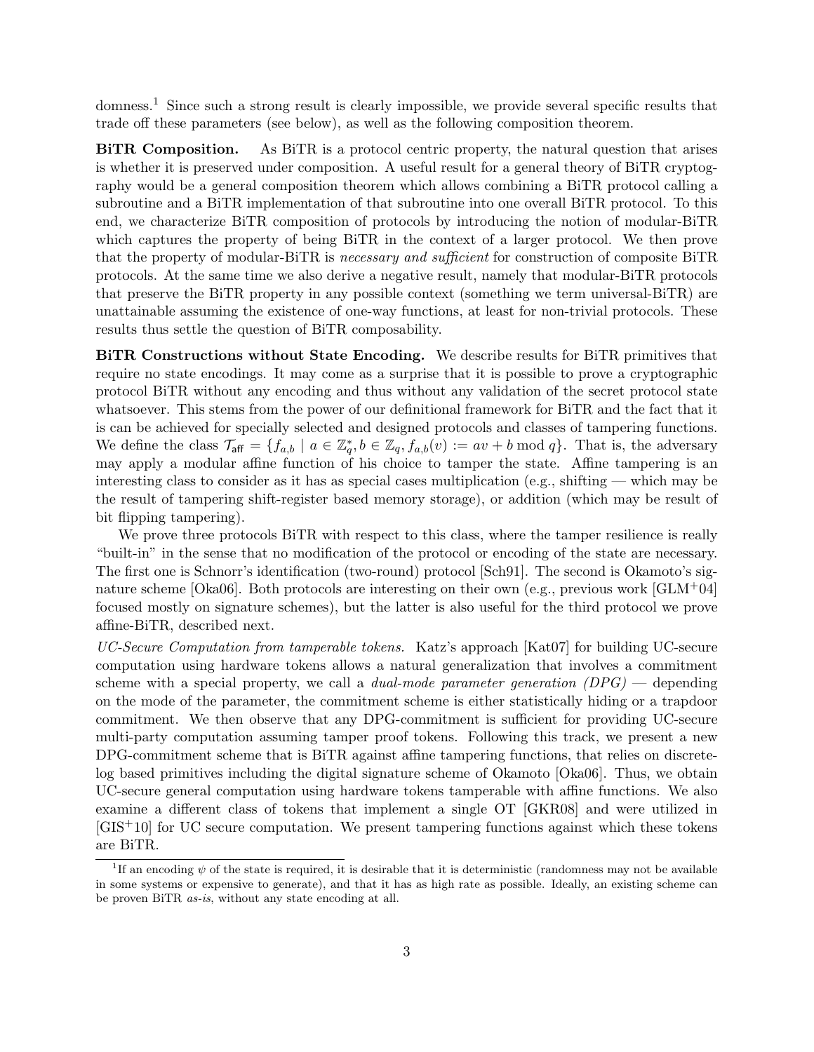domness.[1] Since such a strong result is clearly impossible, we provide several specific results that trade off these parameters (see below), as well as the following composition theorem.

**BiTR Composition.** As BiTR is a protocol centric property, the natural question that arises is whether it is preserved under composition. A useful result for a general theory of BiTR cryptography would be a general composition theorem which allows combining a BiTR protocol calling a subroutine and a BiTR implementation of that subroutine into one overall BiTR protocol. To this end, we characterize BiTR composition of protocols by introducing the notion of modular-BiTR which captures the property of being BiTR in the context of a larger protocol. We then prove that the property of modular-BiTR is *necessary and sufficient* for construction of composite BiTR protocols. At the same time we also derive a negative result, namely that modular-BiTR protocols that preserve the BiTR property in any possible context (something we term universal-BiTR) are unattainable assuming the existence of one-way functions, at least for non-trivial protocols. These results thus settle the question of BiTR composability.

**BiTR Constructions without State Encoding.** We describe results for BiTR primitives that require no state encodings. It may come as a surprise that it is possible to prove a cryptographic protocol BiTR without any encoding and thus without any validation of the secret protocol state whatsoever. This stems from the power of our definitional framework for BiTR and the fact that it is can be achieved for specially selected and designed protocols and classes of tampering functions. We define the class $\mathcal{T}_{\mathsf{aff}} = \{f_{a,b} \mid a \in \mathbb{Z}_q^*, b \in \mathbb{Z}_q, f_{a,b}(v) := av + b \bmod q\}$. That is, the adversary may apply a modular affine function of his choice to tamper the state. Affine tampering is an interesting class to consider as it has as special cases multiplication (e.g., shifting — which may be the result of tampering shift-register based memory storage), or addition (which may be result of bit flipping tampering).

We prove three protocols BiTR with respect to this class, where the tamper resilience is really "built-in" in the sense that no modification of the protocol or encoding of the state are necessary. The first one is Schnorr's identification (two-round) protocol [Sch91]. The second is Okamoto's signature scheme [Oka06]. Both protocols are interesting on their own (e.g., previous work [GLM+04] focused mostly on signature schemes), but the latter is also useful for the third protocol we prove affine-BiTR, described next.

*UC-Secure Computation from tamperable tokens.* Katz's approach [Kat07] for building UC-secure computation using hardware tokens allows a natural generalization that involves a commitment scheme with a special property, we call a *dual-mode parameter generation (DPG)* — depending on the mode of the parameter, the commitment scheme is either statistically hiding or a trapdoor commitment. We then observe that any DPG-commitment is sufficient for providing UC-secure multi-party computation assuming tamper proof tokens. Following this track, we present a new DPG-commitment scheme that is BiTR against affine tampering functions, that relies on discrete-log based primitives including the digital signature scheme of Okamoto [Oka06]. Thus, we obtain UC-secure general computation using hardware tokens tamperable with affine functions. We also examine a different class of tokens that implement a single OT [GKR08] and were utilized in [GIS+10] for UC secure computation. We present tampering functions against which these tokens are BiTR.

[1] If an encoding $\psi$ of the state is required, it is desirable that it is deterministic (randomness may not be available in some systems or expensive to generate), and that it has as high rate as possible. Ideally, an existing scheme can be proven BiTR *as-is*, without any state encoding at all.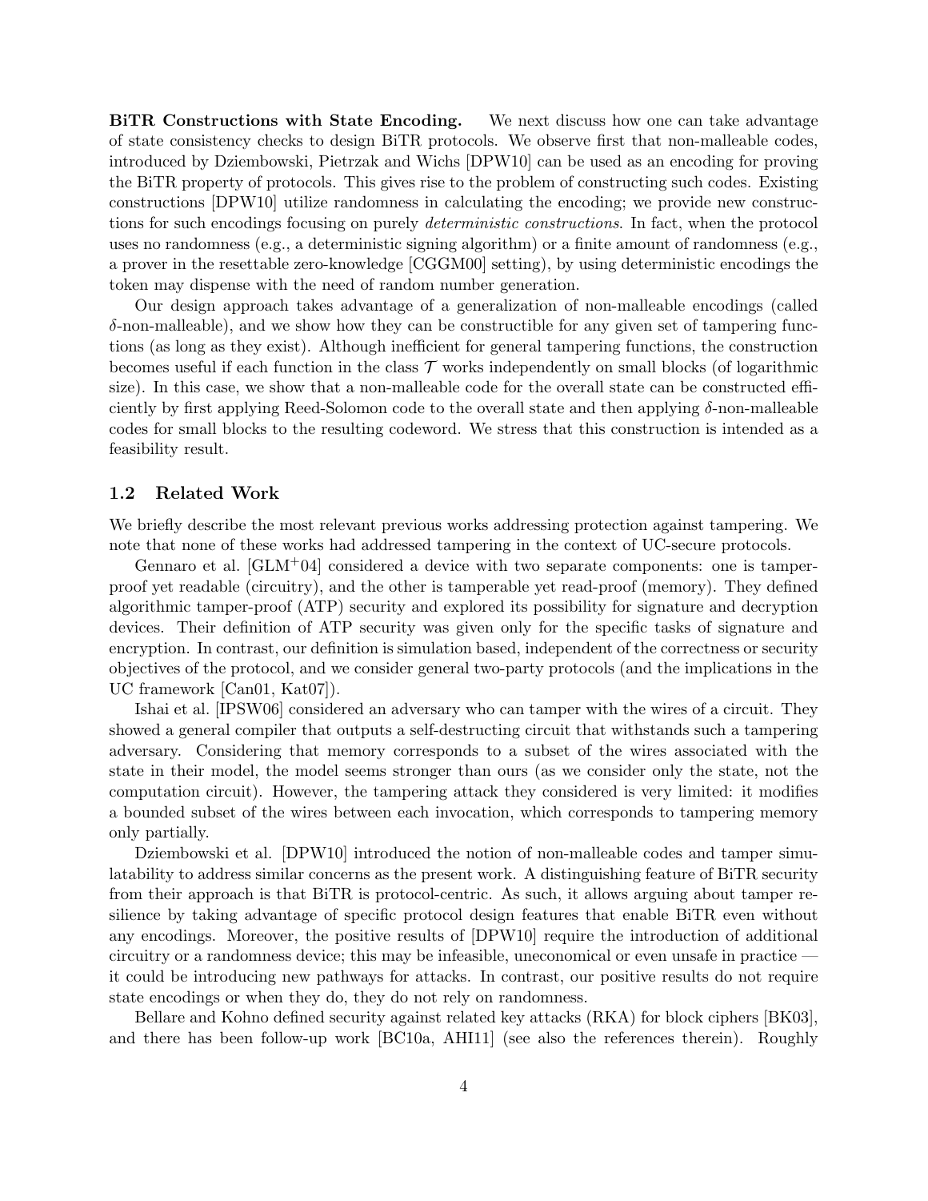**BiTR Constructions with State Encoding.** We next discuss how one can take advantage of state consistency checks to design BiTR protocols. We observe first that non-malleable codes, introduced by Dziembowski, Pietrzak and Wichs [DPW10] can be used as an encoding for proving the BiTR property of protocols. This gives rise to the problem of constructing such codes. Existing constructions [DPW10] utilize randomness in calculating the encoding; we provide new constructions for such encodings focusing on purely *deterministic constructions*. In fact, when the protocol uses no randomness (e.g., a deterministic signing algorithm) or a finite amount of randomness (e.g., a prover in the resettable zero-knowledge [CGGM00] setting), by using deterministic encodings the token may dispense with the need of random number generation.

Our design approach takes advantage of a generalization of non-malleable encodings (called $\delta$-non-malleable), and we show how they can be constructible for any given set of tampering functions (as long as they exist). Although inefficient for general tampering functions, the construction becomes useful if each function in the class $\mathcal{T}$ works independently on small blocks (of logarithmic size). In this case, we show that a non-malleable code for the overall state can be constructed efficiently by first applying Reed-Solomon code to the overall state and then applying $\delta$-non-malleable codes for small blocks to the resulting codeword. We stress that this construction is intended as a feasibility result.

## 1.2 Related Work

We briefly describe the most relevant previous works addressing protection against tampering. We note that none of these works had addressed tampering in the context of UC-secure protocols.

Gennaro et al. [GLM+04] considered a device with two separate components: one is tamper-proof yet readable (circuitry), and the other is tamperable yet read-proof (memory). They defined algorithmic tamper-proof (ATP) security and explored its possibility for signature and decryption devices. Their definition of ATP security was given only for the specific tasks of signature and encryption. In contrast, our definition is simulation based, independent of the correctness or security objectives of the protocol, and we consider general two-party protocols (and the implications in the UC framework [Can01, Kat07]).

Ishai et al. [IPSW06] considered an adversary who can tamper with the wires of a circuit. They showed a general compiler that outputs a self-destructing circuit that withstands such a tampering adversary. Considering that memory corresponds to a subset of the wires associated with the state in their model, the model seems stronger than ours (as we consider only the state, not the computation circuit). However, the tampering attack they considered is very limited: it modifies a bounded subset of the wires between each invocation, which corresponds to tampering memory only partially.

Dziembowski et al. [DPW10] introduced the notion of non-malleable codes and tamper simulatability to address similar concerns as the present work. A distinguishing feature of BiTR security from their approach is that BiTR is protocol-centric. As such, it allows arguing about tamper resilience by taking advantage of specific protocol design features that enable BiTR even without any encodings. Moreover, the positive results of [DPW10] require the introduction of additional circuitry or a randomness device; this may be infeasible, uneconomical or even unsafe in practice — it could be introducing new pathways for attacks. In contrast, our positive results do not require state encodings or when they do, they do not rely on randomness.

Bellare and Kohno defined security against related key attacks (RKA) for block ciphers [BK03], and there has been follow-up work [BC10a, AHI11] (see also the references therein). Roughly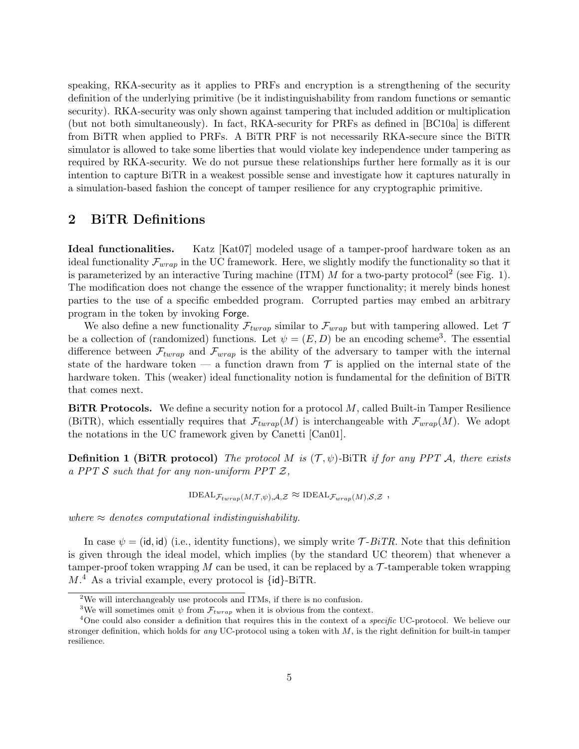speaking, RKA-security as it applies to PRFs and encryption is a strengthening of the security definition of the underlying primitive (be it indistinguishability from random functions or semantic security). RKA-security was only shown against tampering that included addition or multiplication (but not both simultaneously). In fact, RKA-security for PRFs as defined in [BC10a] is different from BiTR when applied to PRFs. A BiTR PRF is not necessarily RKA-secure since the BiTR simulator is allowed to take some liberties that would violate key independence under tampering as required by RKA-security. We do not pursue these relationships further here formally as it is our intention to capture BiTR in a weakest possible sense and investigate how it captures naturally in a simulation-based fashion the concept of tamper resilience for any cryptographic primitive.

## 2 BiTR Definitions

**Ideal functionalities.** Katz [Kat07] modeled usage of a tamper-proof hardware token as an ideal functionality $\mathcal{F}_{wrap}$ in the UC framework. Here, we slightly modify the functionality so that it is parameterized by an interactive Turing machine (ITM) $M$ for a two-party protocol[2] (see Fig. 1). The modification does not change the essence of the wrapper functionality; it merely binds honest parties to the use of a specific embedded program. Corrupted parties may embed an arbitrary program in the token by invoking Forge.

We also define a new functionality $\mathcal{F}_{twrap}$ similar to $\mathcal{F}_{wrap}$ but with tampering allowed. Let $\mathcal{T}$ be a collection of (randomized) functions. Let $\psi = (E, D)$ be an encoding scheme[3]. The essential difference between $\mathcal{F}_{twrap}$ and $\mathcal{F}_{wrap}$ is the ability of the adversary to tamper with the internal state of the hardware token — a function drawn from $\mathcal{T}$ is applied on the internal state of the hardware token. This (weaker) ideal functionality notion is fundamental for the definition of BiTR that comes next.

**BiTR Protocols.** We define a security notion for a protocol $M$, called Built-in Tamper Resilience (BiTR), which essentially requires that $\mathcal{F}_{twrap}(M)$ is interchangeable with $\mathcal{F}_{wrap}(M)$. We adopt the notations in the UC framework given by Canetti [Can01].

**Definition 1 (BiTR protocol)** *The protocol $M$ is $(\mathcal{T}, \psi)$-BiTR if for any PPT $\mathcal{A}$, there exists a PPT $\mathcal{S}$ such that for any non-uniform PPT $\mathcal{Z}$,*

$$\text{IDEAL}_{\mathcal{F}_{twrap}(M,\mathcal{T},\psi),\mathcal{A},\mathcal{Z}} \approx \text{IDEAL}_{\mathcal{F}_{wrap}(M),\mathcal{S},\mathcal{Z}} \ ,$$

*where $\approx$ denotes computational indistinguishability.*

In case $\psi = (\mathsf{id}, \mathsf{id})$ (i.e., identity functions), we simply write $\mathcal{T}$*-BiTR*. Note that this definition is given through the ideal model, which implies (by the standard UC theorem) that whenever a tamper-proof token wrapping $M$ can be used, it can be replaced by a $\mathcal{T}$-tamperable token wrapping $M$.[4] As a trivial example, every protocol is $\{\mathsf{id}\}$-BiTR.

---

[2] We will interchangeably use protocols and ITMs, if there is no confusion.

[3] We will sometimes omit $\psi$ from $\mathcal{F}_{twrap}$ when it is obvious from the context.

[4] One could also consider a definition that requires this in the context of a *specific* UC-protocol. We believe our stronger definition, which holds for *any* UC-protocol using a token with $M$, is the right definition for built-in tamper resilience.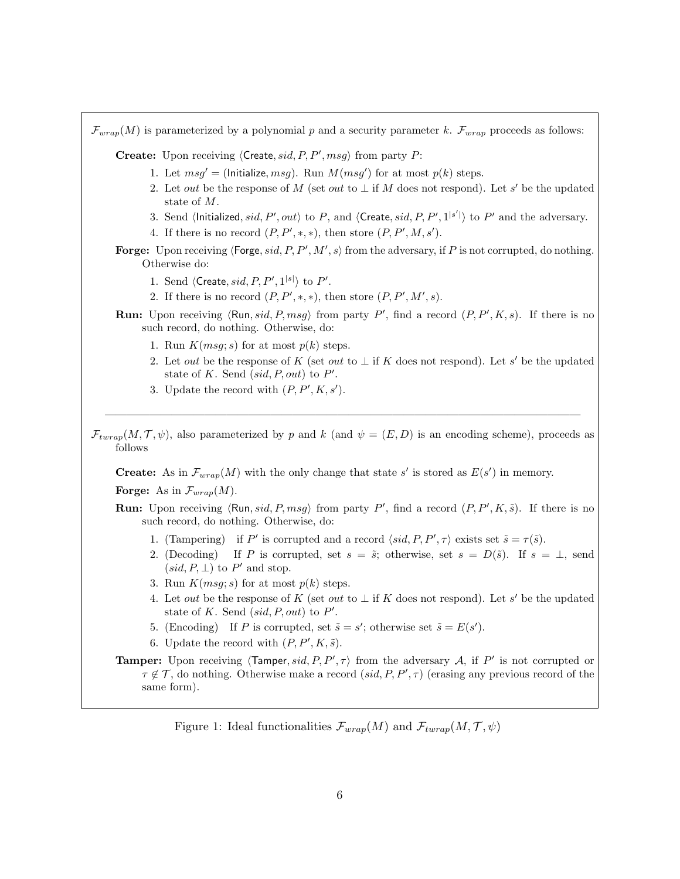$\mathcal{F}_{wrap}(M)$ is parameterized by a polynomial $p$ and a security parameter $k$. $\mathcal{F}_{wrap}$ proceeds as follows:

**Create:** Upon receiving $\langle \mathsf{Create}, sid, P, P', msg \rangle$ from party $P$:

1. Let $msg' = (\mathsf{Initialize}, msg)$. Run $M(msg')$ for at most $p(k)$ steps.
2. Let $out$ be the response of $M$ (set $out$ to $\perp$ if $M$ does not respond). Let $s'$ be the updated state of $M$.
3. Send $\langle \mathsf{Initialized}, sid, P', out \rangle$ to $P$, and $\langle \mathsf{Create}, sid, P, P', 1^{|s'|} \rangle$ to $P'$ and the adversary.
4. If there is no record $(P, P', *, *)$, then store $(P, P', M, s')$.

**Forge:** Upon receiving $\langle \mathsf{Forge}, sid, P, P', M', s \rangle$ from the adversary, if $P$ is not corrupted, do nothing. Otherwise do:

1. Send $\langle \mathsf{Create}, sid, P, P', 1^{|s|} \rangle$ to $P'$.
2. If there is no record $(P, P', *, *)$, then store $(P, P', M', s)$.

**Run:** Upon receiving $\langle \mathsf{Run}, sid, P, msg \rangle$ from party $P'$, find a record $(P, P', K, s)$. If there is no such record, do nothing. Otherwise, do:

1. Run $K(msg; s)$ for at most $p(k)$ steps.
2. Let $out$ be the response of $K$ (set $out$ to $\perp$ if $K$ does not respond). Let $s'$ be the updated state of $K$. Send $(sid, P, out)$ to $P'$.
3. Update the record with $(P, P', K, s')$.

---

$\mathcal{F}_{twrap}(M, \mathcal{T}, \psi)$, also parameterized by $p$ and $k$ (and $\psi = (E, D)$ is an encoding scheme), proceeds as follows

**Create:** As in $\mathcal{F}_{wrap}(M)$ with the only change that state $s'$ is stored as $E(s')$ in memory.

**Forge:** As in $\mathcal{F}_{wrap}(M)$.

**Run:** Upon receiving $\langle \mathsf{Run}, sid, P, msg \rangle$ from party $P'$, find a record $(P, P', K, \tilde{s})$. If there is no such record, do nothing. Otherwise, do:

1. (Tampering) if $P'$ is corrupted and a record $\langle sid, P, P', \tau \rangle$ exists set $\tilde{s} = \tau(\tilde{s})$.
2. (Decoding) If $P$ is corrupted, set $s = \tilde{s}$; otherwise, set $s = D(\tilde{s})$. If $s = \perp$, send $(sid, P, \perp)$ to $P'$ and stop.
3. Run $K(msg; s)$ for at most $p(k)$ steps.
4. Let $out$ be the response of $K$ (set $out$ to $\perp$ if $K$ does not respond). Let $s'$ be the updated state of $K$. Send $(sid, P, out)$ to $P'$.
5. (Encoding) If $P$ is corrupted, set $\tilde{s} = s'$; otherwise set $\tilde{s} = E(s')$.
6. Update the record with $(P, P', K, \tilde{s})$.

**Tamper:** Upon receiving $\langle \mathsf{Tamper}, sid, P, P', \tau \rangle$ from the adversary $\mathcal{A}$, if $P'$ is not corrupted or $\tau \notin \mathcal{T}$, do nothing. Otherwise make a record $(sid, P, P', \tau)$ (erasing any previous record of the same form).

Figure 1: Ideal functionalities $\mathcal{F}_{wrap}(M)$ and $\mathcal{F}_{twrap}(M, \mathcal{T}, \psi)$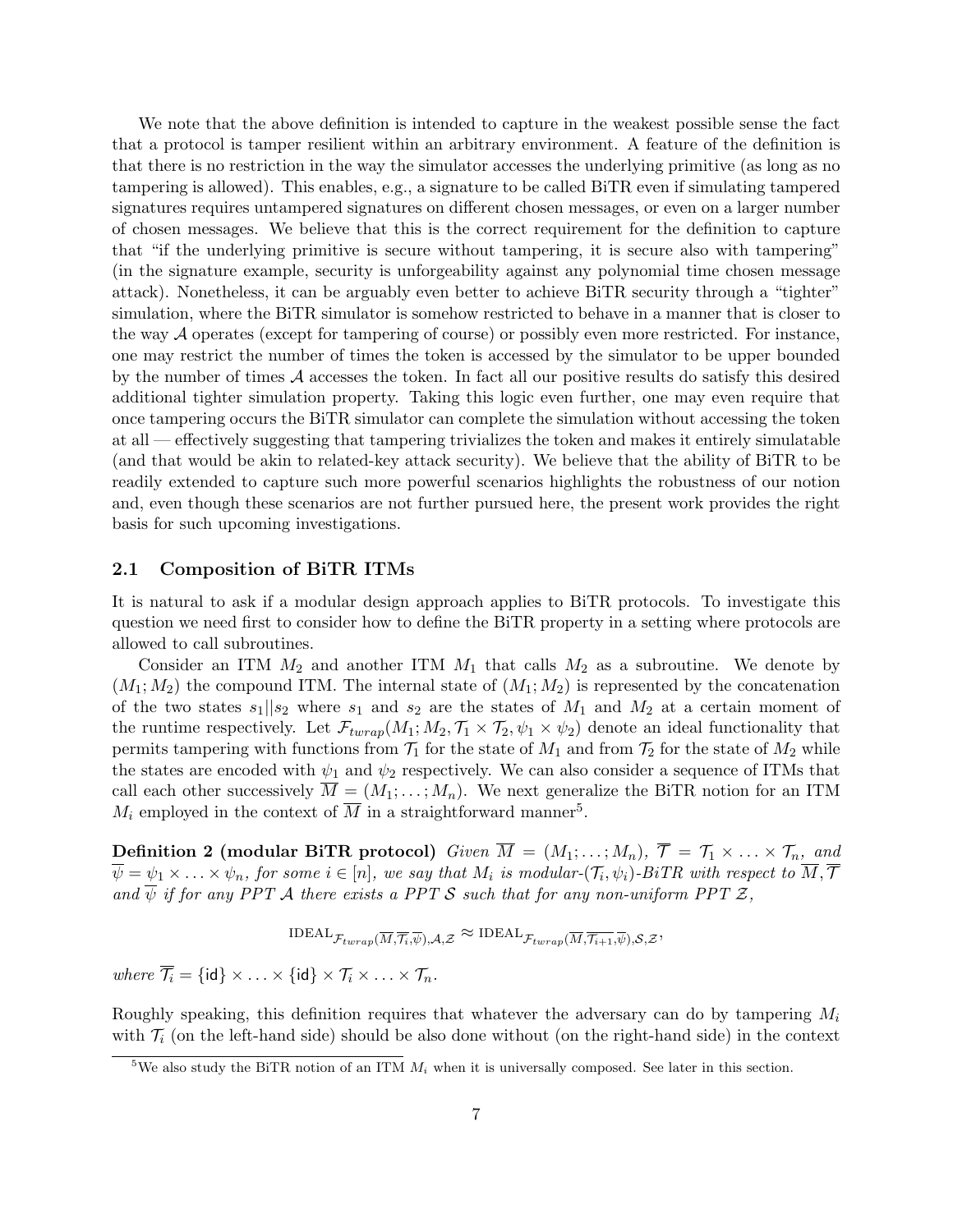We note that the above definition is intended to capture in the weakest possible sense the fact that a protocol is tamper resilient within an arbitrary environment. A feature of the definition is that there is no restriction in the way the simulator accesses the underlying primitive (as long as no tampering is allowed). This enables, e.g., a signature to be called BiTR even if simulating tampered signatures requires untampered signatures on different chosen messages, or even on a larger number of chosen messages. We believe that this is the correct requirement for the definition to capture that "if the underlying primitive is secure without tampering, it is secure also with tampering" (in the signature example, security is unforgeability against any polynomial time chosen message attack). Nonetheless, it can be arguably even better to achieve BiTR security through a "tighter" simulation, where the BiTR simulator is somehow restricted to behave in a manner that is closer to the way $\mathcal{A}$ operates (except for tampering of course) or possibly even more restricted. For instance, one may restrict the number of times the token is accessed by the simulator to be upper bounded by the number of times $\mathcal{A}$ accesses the token. In fact all our positive results do satisfy this desired additional tighter simulation property. Taking this logic even further, one may even require that once tampering occurs the BiTR simulator can complete the simulation without accessing the token at all — effectively suggesting that tampering trivializes the token and makes it entirely simulatable (and that would be akin to related-key attack security). We believe that the ability of BiTR to be readily extended to capture such more powerful scenarios highlights the robustness of our notion and, even though these scenarios are not further pursued here, the present work provides the right basis for such upcoming investigations.

## 2.1 Composition of BiTR ITMs

It is natural to ask if a modular design approach applies to BiTR protocols. To investigate this question we need first to consider how to define the BiTR property in a setting where protocols are allowed to call subroutines.

Consider an ITM $M_2$ and another ITM $M_1$ that calls $M_2$ as a subroutine. We denote by $(M_1; M_2)$ the compound ITM. The internal state of $(M_1; M_2)$ is represented by the concatenation of the two states $s_1||s_2$ where $s_1$ and $s_2$ are the states of $M_1$ and $M_2$ at a certain moment of the runtime respectively. Let $\mathcal{F}_{twrap}(M_1; M_2, \mathcal{T}_1 \times \mathcal{T}_2, \psi_1 \times \psi_2)$ denote an ideal functionality that permits tampering with functions from $\mathcal{T}_1$ for the state of $M_1$ and from $\mathcal{T}_2$ for the state of $M_2$ while the states are encoded with $\psi_1$ and $\psi_2$ respectively. We can also consider a sequence of ITMs that call each other successively $\overline{M} = (M_1; \ldots; M_n)$. We next generalize the BiTR notion for an ITM $M_i$ employed in the context of $\overline{M}$ in a straightforward manner[5].

**Definition 2 (modular BiTR protocol)** *Given $\overline{M} = (M_1; \ldots; M_n)$, $\overline{\mathcal{T}} = \mathcal{T}_1 \times \ldots \times \mathcal{T}_n$, and $\overline{\psi} = \psi_1 \times \ldots \times \psi_n$, for some $i \in [n]$, we say that $M_i$ is modular-$(\mathcal{T}_i, \psi_i)$-BiTR with respect to $\overline{M}, \overline{\mathcal{T}}$ and $\overline{\psi}$ if for any PPT $\mathcal{A}$ there exists a PPT $\mathcal{S}$ such that for any non-uniform PPT $\mathcal{Z}$,*

$$\text{IDEAL}_{\mathcal{F}_{twrap}(\overline{M}, \overline{\mathcal{T}_i}, \overline{\psi}), \mathcal{A}, \mathcal{Z}} \approx \text{IDEAL}_{\mathcal{F}_{twrap}(\overline{M}, \overline{\mathcal{T}_{i+1}}, \overline{\psi}), \mathcal{S}, \mathcal{Z}},$$

*where $\overline{\mathcal{T}_i} = \{\mathsf{id}\} \times \ldots \times \{\mathsf{id}\} \times \mathcal{T}_i \times \ldots \times \mathcal{T}_n$.*

Roughly speaking, this definition requires that whatever the adversary can do by tampering $M_i$ with $\mathcal{T}_i$ (on the left-hand side) should be also done without (on the right-hand side) in the context

[5] We also study the BiTR notion of an ITM $M_i$ when it is universally composed. See later in this section.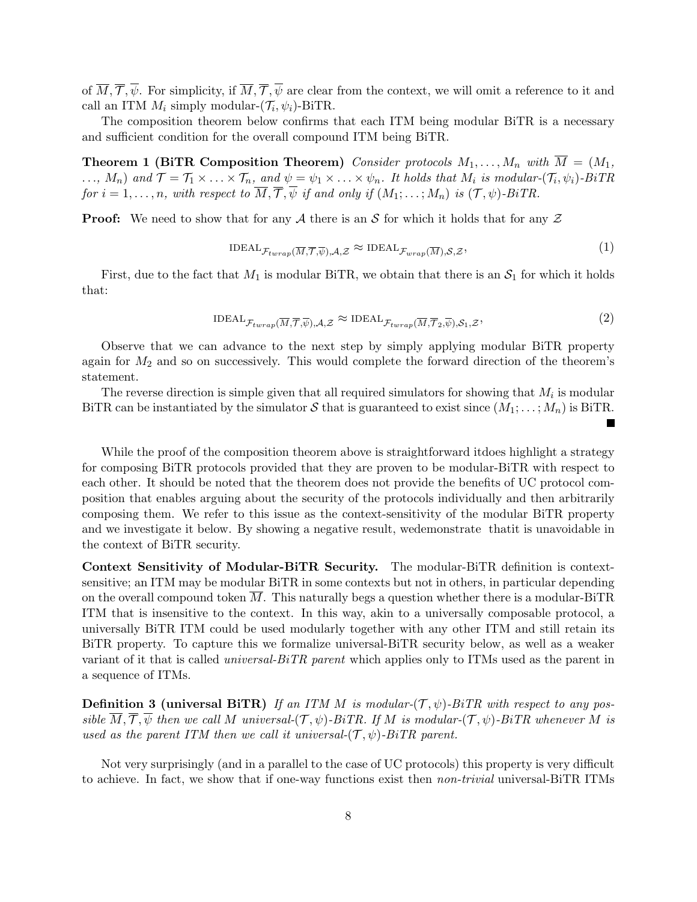of $\overline{M}, \overline{\mathcal{T}}, \overline{\psi}$. For simplicity, if $\overline{M}, \overline{\mathcal{T}}, \overline{\psi}$ are clear from the context, we will omit a reference to it and call an ITM $M_i$ simply modular-($\mathcal{T}_i, \psi_i$)-BiTR.

The composition theorem below confirms that each ITM being modular BiTR is a necessary and sufficient condition for the overall compound ITM being BiTR.

**Theorem 1 (BiTR Composition Theorem)** *Consider protocols $M_1, \ldots, M_n$ with $\overline{M} = (M_1, \ldots, M_n)$ and $\mathcal{T} = \mathcal{T}_1 \times \ldots \times \mathcal{T}_n$, and $\psi = \psi_1 \times \ldots \times \psi_n$. It holds that $M_i$ is modular-($\mathcal{T}_i, \psi_i$)-BiTR for $i = 1, \ldots, n$, with respect to $\overline{M}, \overline{\mathcal{T}}, \overline{\psi}$ if and only if $(M_1; \ldots; M_n)$ is $(\mathcal{T}, \psi)$-BiTR.*

**Proof:** We need to show that for any $\mathcal{A}$ there is an $\mathcal{S}$ for which it holds that for any $\mathcal{Z}$

$$\text{IDEAL}_{\mathcal{F}_{twrap}(\overline{M}, \overline{\mathcal{T}}, \overline{\psi}), \mathcal{A}, \mathcal{Z}} \approx \text{IDEAL}_{\mathcal{F}_{wrap}(\overline{M}), \mathcal{S}, \mathcal{Z}}, \tag{1}$$

First, due to the fact that $M_1$ is modular BiTR, we obtain that there is an $\mathcal{S}_1$ for which it holds that:

$$\text{IDEAL}_{\mathcal{F}_{twrap}(\overline{M}, \overline{\mathcal{T}}, \overline{\psi}), \mathcal{A}, \mathcal{Z}} \approx \text{IDEAL}_{\mathcal{F}_{twrap}(\overline{M}, \overline{\mathcal{T}}_2, \overline{\psi}), \mathcal{S}_1, \mathcal{Z}}, \tag{2}$$

Observe that we can advance to the next step by simply applying modular BiTR property again for $M_2$ and so on successively. This would complete the forward direction of the theorem's statement.

The reverse direction is simple given that all required simulators for showing that $M_i$ is modular BiTR can be instantiated by the simulator $\mathcal{S}$ that is guaranteed to exist since $(M_1; \ldots; M_n)$ is BiTR. ∎

While the proof of the composition theorem above is straightforward itdoes highlight a strategy for composing BiTR protocols provided that they are proven to be modular-BiTR with respect to each other. It should be noted that the theorem does not provide the benefits of UC protocol composition that enables arguing about the security of the protocols individually and then arbitrarily composing them. We refer to this issue as the context-sensitivity of the modular BiTR property and we investigate it below. By showing a negative result, wedemonstrate thatit is unavoidable in the context of BiTR security.

**Context Sensitivity of Modular-BiTR Security.** The modular-BiTR definition is context-sensitive; an ITM may be modular BiTR in some contexts but not in others, in particular depending on the overall compound token $\overline{M}$. This naturally begs a question whether there is a modular-BiTR ITM that is insensitive to the context. In this way, akin to a universally composable protocol, a universally BiTR ITM could be used modularly together with any other ITM and still retain its BiTR property. To capture this we formalize universal-BiTR security below, as well as a weaker variant of it that is called *universal-BiTR parent* which applies only to ITMs used as the parent in a sequence of ITMs.

**Definition 3 (universal BiTR)** *If an ITM $M$ is modular-($\mathcal{T}, \psi$)-BiTR with respect to any possible $\overline{M}, \overline{\mathcal{T}}, \overline{\psi}$ then we call $M$ universal-($\mathcal{T}, \psi$)-BiTR. If $M$ is modular-($\mathcal{T}, \psi$)-BiTR whenever $M$ is used as the parent ITM then we call it universal-($\mathcal{T}, \psi$)-BiTR parent.*

Not very surprisingly (and in a parallel to the case of UC protocols) this property is very difficult to achieve. In fact, we show that if one-way functions exist then *non-trivial* universal-BiTR ITMs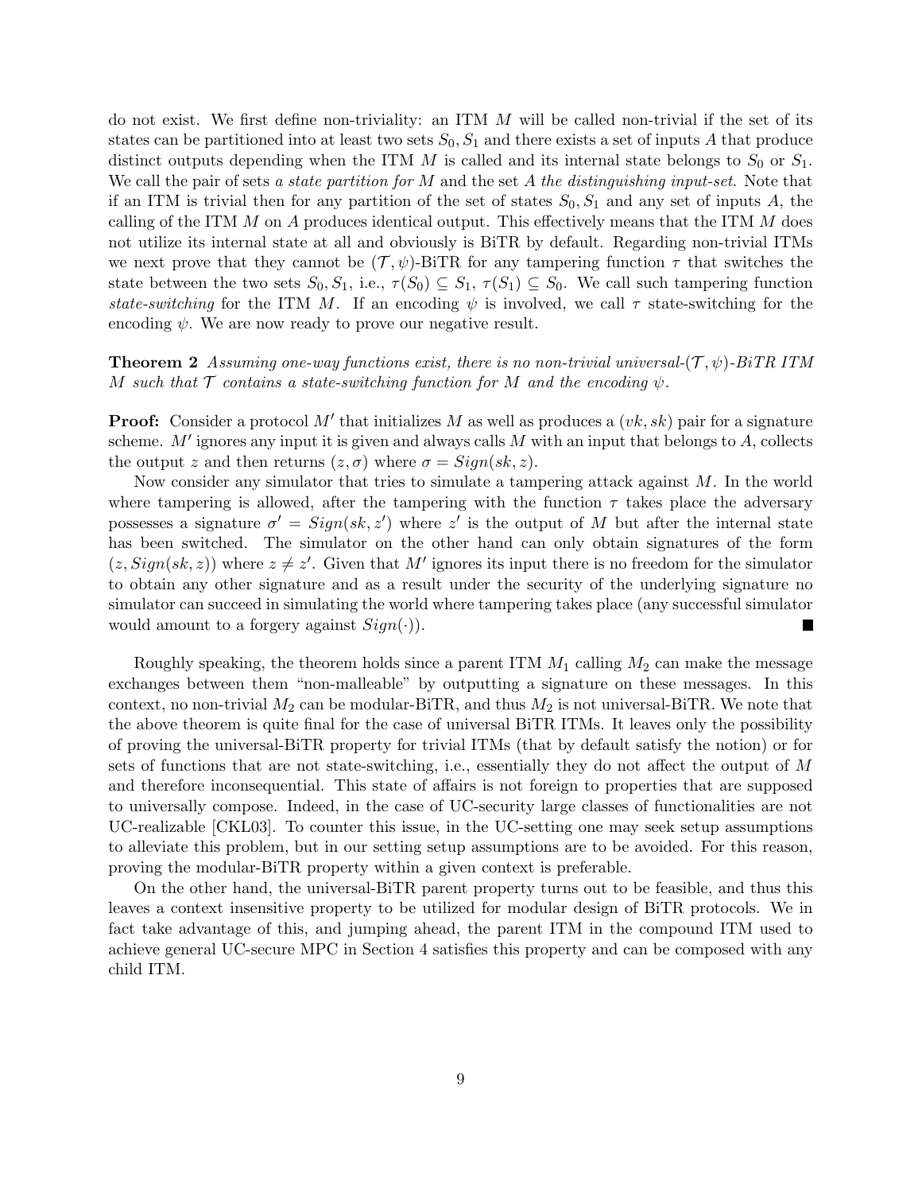do not exist. We first define non-triviality: an ITM $M$ will be called non-trivial if the set of its states can be partitioned into at least two sets $S_0, S_1$ and there exists a set of inputs $A$ that produce distinct outputs depending when the ITM $M$ is called and its internal state belongs to $S_0$ or $S_1$. We call the pair of sets *a state partition for* $M$ and the set $A$ *the distinguishing input-set*. Note that if an ITM is trivial then for any partition of the set of states $S_0, S_1$ and any set of inputs $A$, the calling of the ITM $M$ on $A$ produces identical output. This effectively means that the ITM $M$ does not utilize its internal state at all and obviously is BiTR by default. Regarding non-trivial ITMs we next prove that they cannot be $(\mathcal{T}, \psi)$-BiTR for any tampering function $\tau$ that switches the state between the two sets $S_0, S_1$, i.e., $\tau(S_0) \subseteq S_1$, $\tau(S_1) \subseteq S_0$. We call such tampering function *state-switching* for the ITM $M$. If an encoding $\psi$ is involved, we call $\tau$ state-switching for the encoding $\psi$. We are now ready to prove our negative result.

**Theorem 2** *Assuming one-way functions exist, there is no non-trivial universal-$(\mathcal{T}, \psi)$-BiTR ITM $M$ such that $\mathcal{T}$ contains a state-switching function for $M$ and the encoding $\psi$.*

**Proof:** Consider a protocol $M'$ that initializes $M$ as well as produces a $(vk, sk)$ pair for a signature scheme. $M'$ ignores any input it is given and always calls $M$ with an input that belongs to $A$, collects the output $z$ and then returns $(z, \sigma)$ where $\sigma = Sign(sk, z)$.

Now consider any simulator that tries to simulate a tampering attack against $M$. In the world where tampering is allowed, after the tampering with the function $\tau$ takes place the adversary possesses a signature $\sigma' = Sign(sk, z')$ where $z'$ is the output of $M$ but after the internal state has been switched. The simulator on the other hand can only obtain signatures of the form $(z, Sign(sk, z))$ where $z \neq z'$. Given that $M'$ ignores its input there is no freedom for the simulator to obtain any other signature and as a result under the security of the underlying signature no simulator can succeed in simulating the world where tampering takes place (any successful simulator would amount to a forgery against $Sign(\cdot)$). ■

Roughly speaking, the theorem holds since a parent ITM $M_1$ calling $M_2$ can make the message exchanges between them "non-malleable" by outputting a signature on these messages. In this context, no non-trivial $M_2$ can be modular-BiTR, and thus $M_2$ is not universal-BiTR. We note that the above theorem is quite final for the case of universal BiTR ITMs. It leaves only the possibility of proving the universal-BiTR property for trivial ITMs (that by default satisfy the notion) or for sets of functions that are not state-switching, i.e., essentially they do not affect the output of $M$ and therefore inconsequential. This state of affairs is not foreign to properties that are supposed to universally compose. Indeed, in the case of UC-security large classes of functionalities are not UC-realizable [CKL03]. To counter this issue, in the UC-setting one may seek setup assumptions to alleviate this problem, but in our setting setup assumptions are to be avoided. For this reason, proving the modular-BiTR property within a given context is preferable.

On the other hand, the universal-BiTR parent property turns out to be feasible, and thus this leaves a context insensitive property to be utilized for modular design of BiTR protocols. We in fact take advantage of this, and jumping ahead, the parent ITM in the compound ITM used to achieve general UC-secure MPC in Section 4 satisfies this property and can be composed with any child ITM.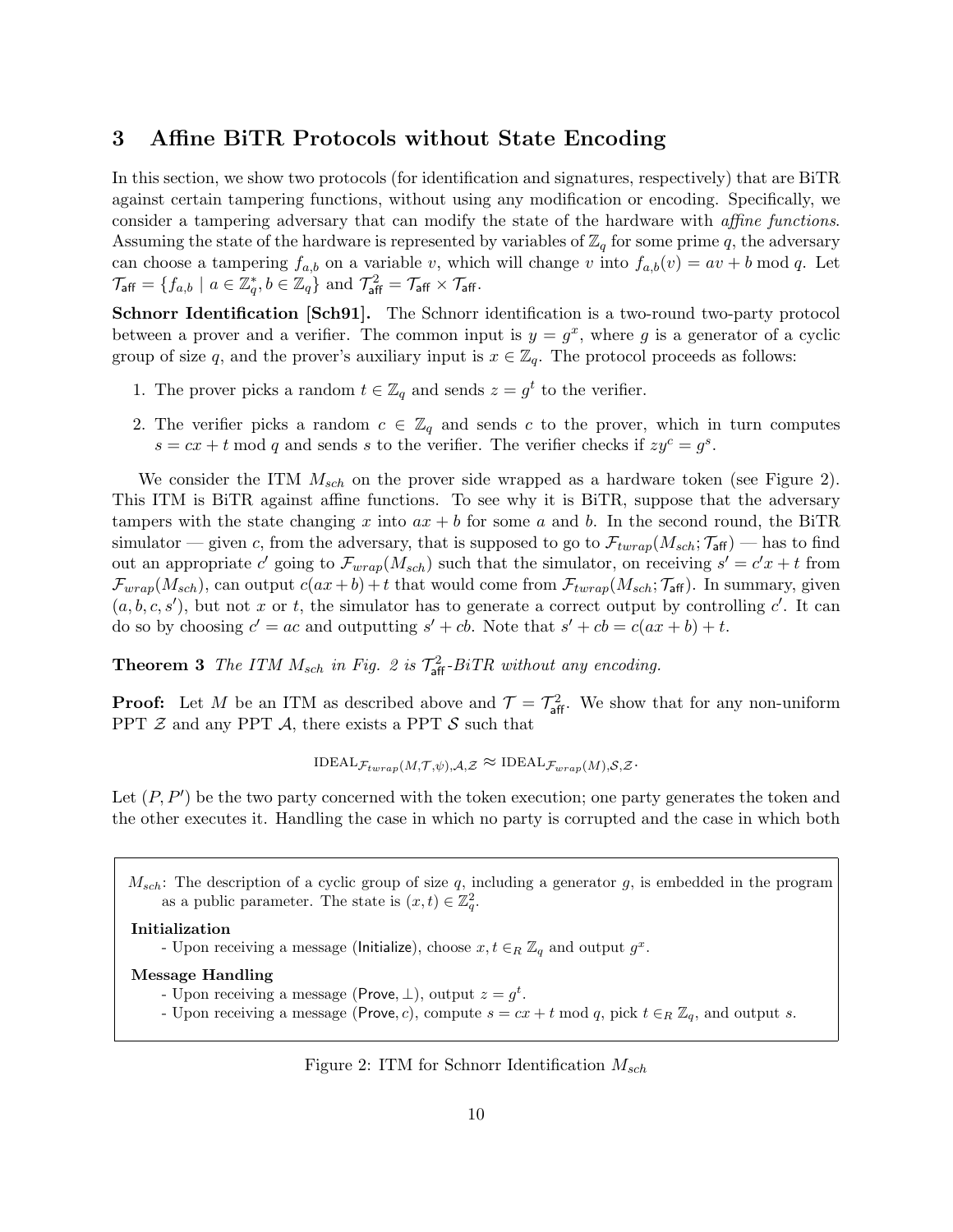# 3 Affine BiTR Protocols without State Encoding

In this section, we show two protocols (for identification and signatures, respectively) that are BiTR against certain tampering functions, without using any modification or encoding. Specifically, we consider a tampering adversary that can modify the state of the hardware with *affine functions*. Assuming the state of the hardware is represented by variables of $\mathbb{Z}_q$ for some prime $q$, the adversary can choose a tampering $f_{a,b}$ on a variable $v$, which will change $v$ into $f_{a,b}(v) = av + b \bmod q$. Let $\mathcal{T}_{\mathsf{aff}} = \{f_{a,b} \mid a \in \mathbb{Z}_q^*, b \in \mathbb{Z}_q\}$ and $\mathcal{T}_{\mathsf{aff}}^2 = \mathcal{T}_{\mathsf{aff}} \times \mathcal{T}_{\mathsf{aff}}$.

**Schnorr Identification [Sch91].** The Schnorr identification is a two-round two-party protocol between a prover and a verifier. The common input is $y = g^x$, where $g$ is a generator of a cyclic group of size $q$, and the prover's auxiliary input is $x \in \mathbb{Z}_q$. The protocol proceeds as follows:

1. The prover picks a random $t \in \mathbb{Z}_q$ and sends $z = g^t$ to the verifier.
2. The verifier picks a random $c \in \mathbb{Z}_q$ and sends $c$ to the prover, which in turn computes $s = cx + t \bmod q$ and sends $s$ to the verifier. The verifier checks if $zy^c = g^s$.

We consider the ITM $M_{sch}$ on the prover side wrapped as a hardware token (see Figure 2). This ITM is BiTR against affine functions. To see why it is BiTR, suppose that the adversary tampers with the state changing $x$ into $ax + b$ for some $a$ and $b$. In the second round, the BiTR simulator — given $c$, from the adversary, that is supposed to go to $\mathcal{F}_{twrap}(M_{sch}; \mathcal{T}_{\mathsf{aff}})$ — has to find out an appropriate $c'$ going to $\mathcal{F}_{wrap}(M_{sch})$ such that the simulator, on receiving $s' = c'x + t$ from $\mathcal{F}_{wrap}(M_{sch})$, can output $c(ax + b) + t$ that would come from $\mathcal{F}_{twrap}(M_{sch}; \mathcal{T}_{\mathsf{aff}})$. In summary, given $(a, b, c, s')$, but not $x$ or $t$, the simulator has to generate a correct output by controlling $c'$. It can do so by choosing $c' = ac$ and outputting $s' + cb$. Note that $s' + cb = c(ax + b) + t$.

**Theorem 3** *The ITM $M_{sch}$ in Fig. 2 is $\mathcal{T}_{\mathsf{aff}}^2$-BiTR without any encoding.*

**Proof:** Let $M$ be an ITM as described above and $\mathcal{T} = \mathcal{T}_{\mathsf{aff}}^2$. We show that for any non-uniform PPT $\mathcal{Z}$ and any PPT $\mathcal{A}$, there exists a PPT $\mathcal{S}$ such that

$$\text{IDEAL}_{\mathcal{F}_{twrap}(M,\mathcal{T},\psi),\mathcal{A},\mathcal{Z}} \approx \text{IDEAL}_{\mathcal{F}_{wrap}(M),\mathcal{S},\mathcal{Z}}.$$

Let $(P, P')$ be the two party concerned with the token execution; one party generates the token and the other executes it. Handling the case in which no party is corrupted and the case in which both

---

$M_{sch}$: The description of a cyclic group of size $q$, including a generator $g$, is embedded in the program as a public parameter. The state is $(x, t) \in \mathbb{Z}_q^2$.

**Initialization**

- Upon receiving a message (Initialize), choose $x, t \in_R \mathbb{Z}_q$ and output $g^x$.

**Message Handling**

- Upon receiving a message (Prove, $\perp$), output $z = g^t$.
- Upon receiving a message (Prove, $c$), compute $s = cx + t \bmod q$, pick $t \in_R \mathbb{Z}_q$, and output $s$.

---

Figure 2: ITM for Schnorr Identification $M_{sch}$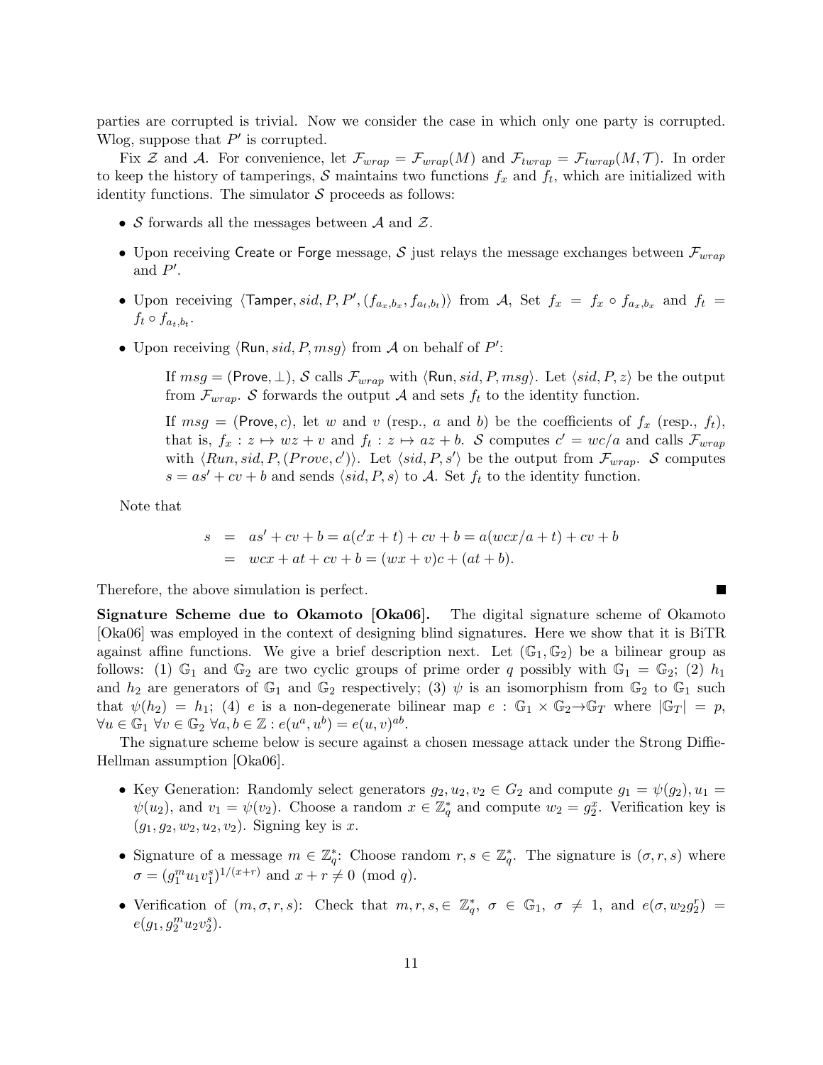parties are corrupted is trivial. Now we consider the case in which only one party is corrupted. Wlog, suppose that $P'$ is corrupted.

Fix $\mathcal{Z}$ and $\mathcal{A}$. For convenience, let $\mathcal{F}_{wrap} = \mathcal{F}_{wrap}(M)$ and $\mathcal{F}_{twrap} = \mathcal{F}_{twrap}(M, \mathcal{T})$. In order to keep the history of tamperings, $\mathcal{S}$ maintains two functions $f_x$ and $f_t$, which are initialized with identity functions. The simulator $\mathcal{S}$ proceeds as follows:

- $\mathcal{S}$ forwards all the messages between $\mathcal{A}$ and $\mathcal{Z}$.
- Upon receiving Create or Forge message, $\mathcal{S}$ just relays the message exchanges between $\mathcal{F}_{wrap}$ and $P'$.
- Upon receiving $\langle \mathsf{Tamper}, sid, P, P', (f_{a_x,b_x}, f_{a_t,b_t})\rangle$ from $\mathcal{A}$, Set $f_x = f_x \circ f_{a_x,b_x}$ and $f_t = f_t \circ f_{a_t,b_t}$.
- Upon receiving $\langle \mathsf{Run}, sid, P, msg\rangle$ from $\mathcal{A}$ on behalf of $P'$:

  If $msg = (\mathsf{Prove}, \perp)$, $\mathcal{S}$ calls $\mathcal{F}_{wrap}$ with $\langle \mathsf{Run}, sid, P, msg\rangle$. Let $\langle sid, P, z\rangle$ be the output from $\mathcal{F}_{wrap}$. $\mathcal{S}$ forwards the output $\mathcal{A}$ and sets $f_t$ to the identity function.

  If $msg = (\mathsf{Prove}, c)$, let $w$ and $v$ (resp., $a$ and $b$) be the coefficients of $f_x$ (resp., $f_t$), that is, $f_x : z \mapsto wz + v$ and $f_t : z \mapsto az + b$. $\mathcal{S}$ computes $c' = wc/a$ and calls $\mathcal{F}_{wrap}$ with $\langle Run, sid, P, (Prove, c')\rangle$. Let $\langle sid, P, s'\rangle$ be the output from $\mathcal{F}_{wrap}$. $\mathcal{S}$ computes $s = as' + cv + b$ and sends $\langle sid, P, s\rangle$ to $\mathcal{A}$. Set $f_t$ to the identity function.

Note that

$$
\begin{aligned}
s &= as' + cv + b = a(c'x + t) + cv + b = a(wcx/a + t) + cv + b \\
&= wcx + at + cv + b = (wx + v)c + (at + b).
\end{aligned}
$$

Therefore, the above simulation is perfect. ∎

**Signature Scheme due to Okamoto [Oka06].** The digital signature scheme of Okamoto [Oka06] was employed in the context of designing blind signatures. Here we show that it is BiTR against affine functions. We give a brief description next. Let $(\mathbb{G}_1, \mathbb{G}_2)$ be a bilinear group as follows: (1) $\mathbb{G}_1$ and $\mathbb{G}_2$ are two cyclic groups of prime order $q$ possibly with $\mathbb{G}_1 = \mathbb{G}_2$; (2) $h_1$ and $h_2$ are generators of $\mathbb{G}_1$ and $\mathbb{G}_2$ respectively; (3) $\psi$ is an isomorphism from $\mathbb{G}_2$ to $\mathbb{G}_1$ such that $\psi(h_2) = h_1$; (4) $e$ is a non-degenerate bilinear map $e : \mathbb{G}_1 \times \mathbb{G}_2 \rightarrow \mathbb{G}_T$ where $|\mathbb{G}_T| = p$, $\forall u \in \mathbb{G}_1\ \forall v \in \mathbb{G}_2\ \forall a, b \in \mathbb{Z} : e(u^a, u^b) = e(u, v)^{ab}$.

The signature scheme below is secure against a chosen message attack under the Strong Diffie-Hellman assumption [Oka06].

- Key Generation: Randomly select generators $g_2, u_2, v_2 \in G_2$ and compute $g_1 = \psi(g_2), u_1 = \psi(u_2)$, and $v_1 = \psi(v_2)$. Choose a random $x \in \mathbb{Z}_q^*$ and compute $w_2 = g_2^x$. Verification key is $(g_1, g_2, w_2, u_2, v_2)$. Signing key is $x$.
- Signature of a message $m \in \mathbb{Z}_q^*$: Choose random $r, s \in \mathbb{Z}_q^*$. The signature is $(\sigma, r, s)$ where $\sigma = (g_1^m u_1 v_1^s)^{1/(x+r)}$ and $x + r \neq 0 \pmod q$.
- Verification of $(m, \sigma, r, s)$: Check that $m, r, s, \in \mathbb{Z}_q^*$, $\sigma \in \mathbb{G}_1$, $\sigma \neq 1$, and $e(\sigma, w_2 g_2^r) = e(g_1, g_2^m u_2 v_2^s)$.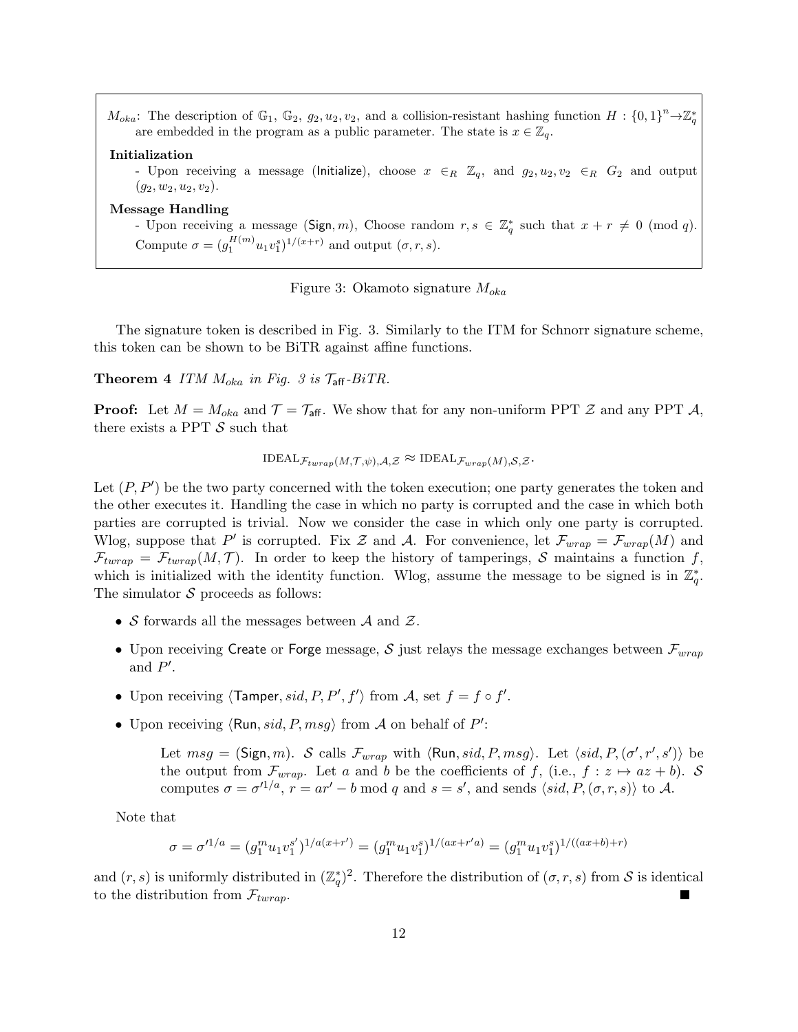$M_{oka}$: The description of $\mathbb{G}_1$, $\mathbb{G}_2$, $g_2, u_2, v_2$, and a collision-resistant hashing function $H : \{0,1\}^n \to \mathbb{Z}_q^*$ are embedded in the program as a public parameter. The state is $x \in \mathbb{Z}_q$.

**Initialization**

- Upon receiving a message (Initialize), choose $x \in_R \mathbb{Z}_q$, and $g_2, u_2, v_2 \in_R G_2$ and output $(g_2, w_2, u_2, v_2)$.

**Message Handling**

- Upon receiving a message $(\mathsf{Sign}, m)$, Choose random $r, s \in \mathbb{Z}_q^*$ such that $x + r \neq 0 \pmod q$. Compute $\sigma = (g_1^{H(m)} u_1 v_1^s)^{1/(x+r)}$ and output $(\sigma, r, s)$.

Figure 3: Okamoto signature $M_{oka}$

The signature token is described in Fig. 3. Similarly to the ITM for Schnorr signature scheme, this token can be shown to be BiTR against affine functions.

**Theorem 4** *ITM $M_{oka}$ in Fig. 3 is $\mathcal{T}_{\mathsf{aff}}$-BiTR.*

**Proof:** Let $M = M_{oka}$ and $\mathcal{T} = \mathcal{T}_{\mathsf{aff}}$. We show that for any non-uniform PPT $\mathcal{Z}$ and any PPT $\mathcal{A}$, there exists a PPT $\mathcal{S}$ such that

$$\text{IDEAL}_{\mathcal{F}_{twrap}(M,\mathcal{T},\psi),\mathcal{A},\mathcal{Z}} \approx \text{IDEAL}_{\mathcal{F}_{wrap}(M),\mathcal{S},\mathcal{Z}}.$$

Let $(P, P')$ be the two party concerned with the token execution; one party generates the token and the other executes it. Handling the case in which no party is corrupted and the case in which both parties are corrupted is trivial. Now we consider the case in which only one party is corrupted. Wlog, suppose that $P'$ is corrupted. Fix $\mathcal{Z}$ and $\mathcal{A}$. For convenience, let $\mathcal{F}_{wrap} = \mathcal{F}_{wrap}(M)$ and $\mathcal{F}_{twrap} = \mathcal{F}_{twrap}(M, \mathcal{T})$. In order to keep the history of tamperings, $\mathcal{S}$ maintains a function $f$, which is initialized with the identity function. Wlog, assume the message to be signed is in $\mathbb{Z}_q^*$. The simulator $\mathcal{S}$ proceeds as follows:

- $\mathcal{S}$ forwards all the messages between $\mathcal{A}$ and $\mathcal{Z}$.
- Upon receiving Create or Forge message, $\mathcal{S}$ just relays the message exchanges between $\mathcal{F}_{wrap}$ and $P'$.
- Upon receiving $\langle \mathsf{Tamper}, sid, P, P', f' \rangle$ from $\mathcal{A}$, set $f = f \circ f'$.
- Upon receiving $\langle \mathsf{Run}, sid, P, msg \rangle$ from $\mathcal{A}$ on behalf of $P'$:

  Let $msg = (\mathsf{Sign}, m)$. $\mathcal{S}$ calls $\mathcal{F}_{wrap}$ with $\langle \mathsf{Run}, sid, P, msg \rangle$. Let $\langle sid, P, (\sigma', r', s') \rangle$ be the output from $\mathcal{F}_{wrap}$. Let $a$ and $b$ be the coefficients of $f$, (i.e., $f : z \mapsto az + b$). $\mathcal{S}$ computes $\sigma = \sigma'^{1/a}$, $r = ar' - b \bmod q$ and $s = s'$, and sends $\langle sid, P, (\sigma, r, s) \rangle$ to $\mathcal{A}$.

Note that

$$\sigma = \sigma'^{1/a} = (g_1^m u_1 v_1^{s'})^{1/a(x+r')} = (g_1^m u_1 v_1^s)^{1/(ax+r'a)} = (g_1^m u_1 v_1^s)^{1/((ax+b)+r)}$$

and $(r, s)$ is uniformly distributed in $(\mathbb{Z}_q^*)^2$. Therefore the distribution of $(\sigma, r, s)$ from $\mathcal{S}$ is identical to the distribution from $\mathcal{F}_{twrap}$. ■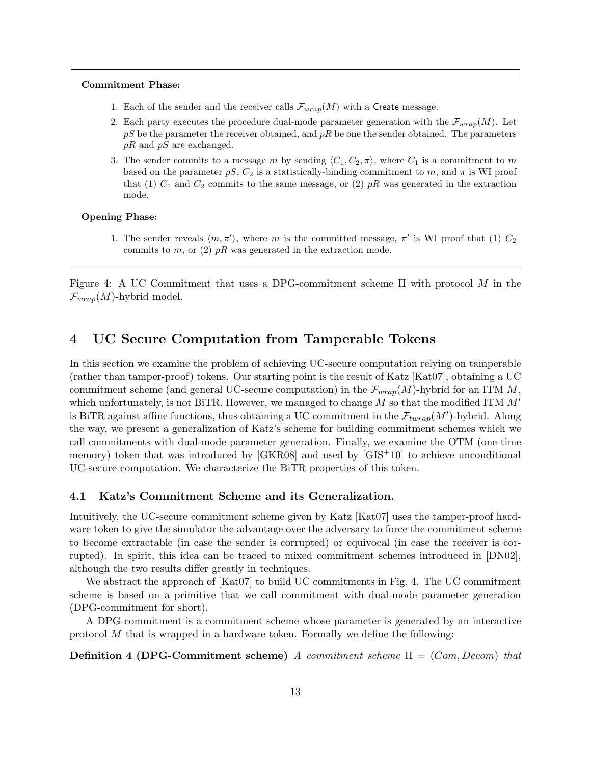**Commitment Phase:**

1. Each of the sender and the receiver calls $\mathcal{F}_{wrap}(M)$ with a Create message.
2. Each party executes the procedure dual-mode parameter generation with the $\mathcal{F}_{wrap}(M)$. Let $pS$ be the parameter the receiver obtained, and $pR$ be one the sender obtained. The parameters $pR$ and $pS$ are exchanged.
3. The sender commits to a message $m$ by sending $\langle C_1, C_2, \pi \rangle$, where $C_1$ is a commitment to $m$ based on the parameter $pS$, $C_2$ is a statistically-binding commitment to $m$, and $\pi$ is WI proof that (1) $C_1$ and $C_2$ commits to the same message, or (2) $pR$ was generated in the extraction mode.

**Opening Phase:**

1. The sender reveals $\langle m, \pi' \rangle$, where $m$ is the committed message, $\pi'$ is WI proof that (1) $C_2$ commits to $m$, or (2) $pR$ was generated in the extraction mode.

Figure 4: A UC Commitment that uses a DPG-commitment scheme $\Pi$ with protocol $M$ in the $\mathcal{F}_{wrap}(M)$-hybrid model.

# 4 UC Secure Computation from Tamperable Tokens

In this section we examine the problem of achieving UC-secure computation relying on tamperable (rather than tamper-proof) tokens. Our starting point is the result of Katz [Kat07], obtaining a UC commitment scheme (and general UC-secure computation) in the $\mathcal{F}_{wrap}(M)$-hybrid for an ITM $M$, which unfortunately, is not BiTR. However, we managed to change $M$ so that the modified ITM $M'$ is BiTR against affine functions, thus obtaining a UC commitment in the $\mathcal{F}_{twrap}(M')$-hybrid. Along the way, we present a generalization of Katz's scheme for building commitment schemes which we call commitments with dual-mode parameter generation. Finally, we examine the OTM (one-time memory) token that was introduced by [GKR08] and used by [GIS+10] to achieve unconditional UC-secure computation. We characterize the BiTR properties of this token.

## 4.1 Katz's Commitment Scheme and its Generalization.

Intuitively, the UC-secure commitment scheme given by Katz [Kat07] uses the tamper-proof hardware token to give the simulator the advantage over the adversary to force the commitment scheme to become extractable (in case the sender is corrupted) or equivocal (in case the receiver is corrupted). In spirit, this idea can be traced to mixed commitment schemes introduced in [DN02], although the two results differ greatly in techniques.

We abstract the approach of [Kat07] to build UC commitments in Fig. 4. The UC commitment scheme is based on a primitive that we call commitment with dual-mode parameter generation (DPG-commitment for short).

A DPG-commitment is a commitment scheme whose parameter is generated by an interactive protocol $M$ that is wrapped in a hardware token. Formally we define the following:

**Definition 4 (DPG-Commitment scheme)** *A commitment scheme $\Pi = (Com, Decom)$ that*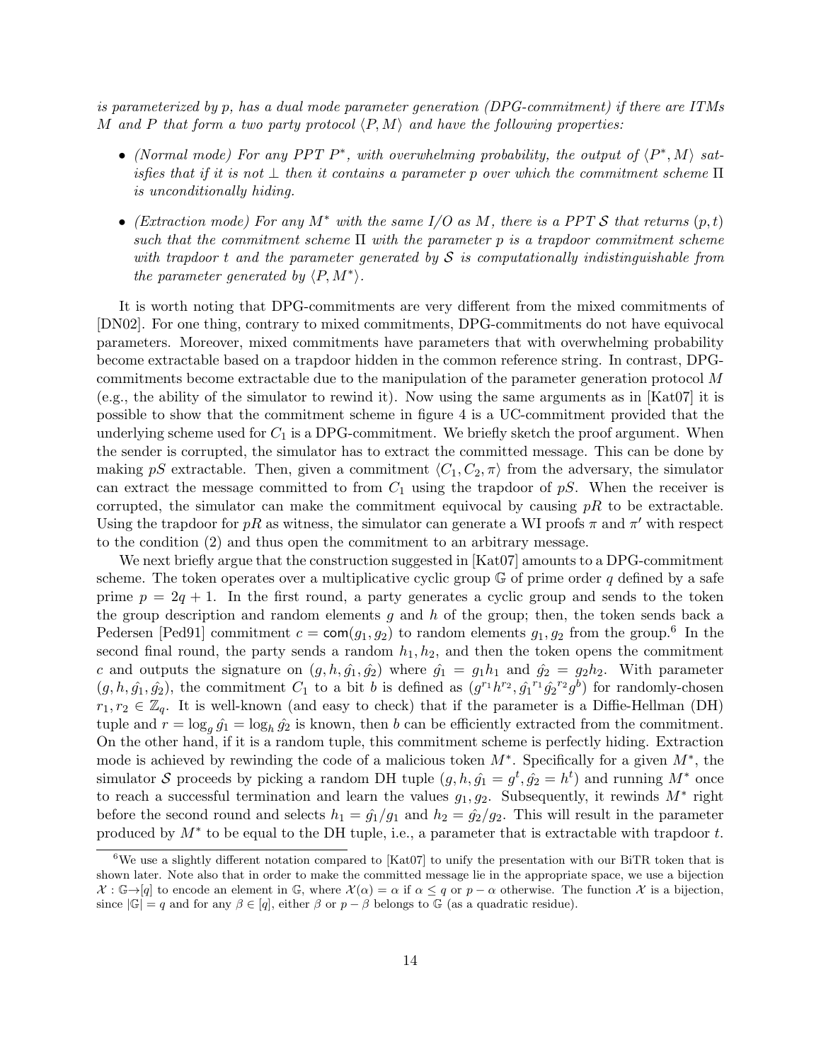*is parameterized by p, has a dual mode parameter generation (DPG-commitment) if there are ITMs $M$ and $P$ that form a two party protocol $\langle P, M\rangle$ and have the following properties:*

- *(Normal mode) For any PPT $P^*$, with overwhelming probability, the output of $\langle P^*, M\rangle$ satisfies that if it is not $\perp$ then it contains a parameter $p$ over which the commitment scheme $\Pi$ is unconditionally hiding.*
- *(Extraction mode) For any $M^*$ with the same I/O as $M$, there is a PPT $\mathcal{S}$ that returns $(p, t)$ such that the commitment scheme $\Pi$ with the parameter $p$ is a trapdoor commitment scheme with trapdoor $t$ and the parameter generated by $\mathcal{S}$ is computationally indistinguishable from the parameter generated by $\langle P, M^*\rangle$.*

It is worth noting that DPG-commitments are very different from the mixed commitments of [DN02]. For one thing, contrary to mixed commitments, DPG-commitments do not have equivocal parameters. Moreover, mixed commitments have parameters that with overwhelming probability become extractable based on a trapdoor hidden in the common reference string. In contrast, DPG-commitments become extractable due to the manipulation of the parameter generation protocol $M$ (e.g., the ability of the simulator to rewind it). Now using the same arguments as in [Kat07] it is possible to show that the commitment scheme in figure 4 is a UC-commitment provided that the underlying scheme used for $C_1$ is a DPG-commitment. We briefly sketch the proof argument. When the sender is corrupted, the simulator has to extract the committed message. This can be done by making $pS$ extractable. Then, given a commitment $\langle C_1, C_2, \pi\rangle$ from the adversary, the simulator can extract the message committed to from $C_1$ using the trapdoor of $pS$. When the receiver is corrupted, the simulator can make the commitment equivocal by causing $pR$ to be extractable. Using the trapdoor for $pR$ as witness, the simulator can generate a WI proofs $\pi$ and $\pi'$ with respect to the condition (2) and thus open the commitment to an arbitrary message.

We next briefly argue that the construction suggested in [Kat07] amounts to a DPG-commitment scheme. The token operates over a multiplicative cyclic group $\mathbb{G}$ of prime order $q$ defined by a safe prime $p = 2q + 1$. In the first round, a party generates a cyclic group and sends to the token the group description and random elements $g$ and $h$ of the group; then, the token sends back a Pedersen [Ped91] commitment $c = \mathsf{com}(g_1, g_2)$ to random elements $g_1, g_2$ from the group.[6] In the second final round, the party sends a random $h_1, h_2$, and then the token opens the commitment $c$ and outputs the signature on $(g, h, \hat{g_1}, \hat{g_2})$ where $\hat{g_1} = g_1 h_1$ and $\hat{g_2} = g_2 h_2$. With parameter $(g, h, \hat{g_1}, \hat{g_2})$, the commitment $C_1$ to a bit $b$ is defined as $(g^{r_1} h^{r_2}, \hat{g_1}^{r_1} \hat{g_2}^{r_2} g^b)$ for randomly-chosen $r_1, r_2 \in \mathbb{Z}_q$. It is well-known (and easy to check) that if the parameter is a Diffie-Hellman (DH) tuple and $r = \log_g \hat{g_1} = \log_h \hat{g_2}$ is known, then $b$ can be efficiently extracted from the commitment. On the other hand, if it is a random tuple, this commitment scheme is perfectly hiding. Extraction mode is achieved by rewinding the code of a malicious token $M^*$. Specifically for a given $M^*$, the simulator $\mathcal{S}$ proceeds by picking a random DH tuple $(g, h, \hat{g_1} = g^t, \hat{g_2} = h^t)$ and running $M^*$ once to reach a successful termination and learn the values $g_1, g_2$. Subsequently, it rewinds $M^*$ right before the second round and selects $h_1 = \hat{g_1}/g_1$ and $h_2 = \hat{g_2}/g_2$. This will result in the parameter produced by $M^*$ to be equal to the DH tuple, i.e., a parameter that is extractable with trapdoor $t$.

[6] We use a slightly different notation compared to [Kat07] to unify the presentation with our BiTR token that is shown later. Note also that in order to make the committed message lie in the appropriate space, we use a bijection $\mathcal{X} : \mathbb{G} \rightarrow [q]$ to encode an element in $\mathbb{G}$, where $\mathcal{X}(\alpha) = \alpha$ if $\alpha \leq q$ or $p - \alpha$ otherwise. The function $\mathcal{X}$ is a bijection, since $|\mathbb{G}| = q$ and for any $\beta \in [q]$, either $\beta$ or $p - \beta$ belongs to $\mathbb{G}$ (as a quadratic residue).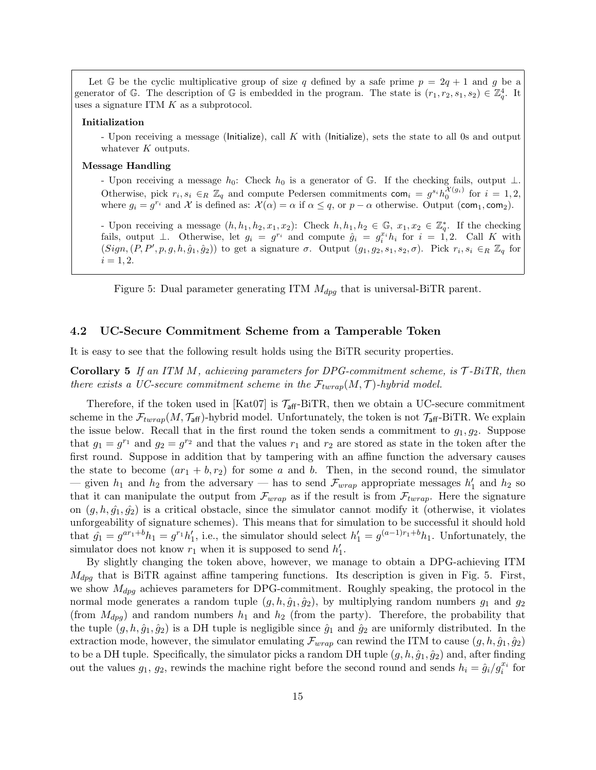Let $\mathbb{G}$ be the cyclic multiplicative group of size $q$ defined by a safe prime $p = 2q + 1$ and $g$ be a generator of $\mathbb{G}$. The description of $\mathbb{G}$ is embedded in the program. The state is $(r_1, r_2, s_1, s_2) \in \mathbb{Z}_q^4$. It uses a signature ITM $K$ as a subprotocol.

**Initialization**

- Upon receiving a message (Initialize), call $K$ with (Initialize), sets the state to all 0s and output whatever $K$ outputs.

**Message Handling**

- Upon receiving a message $h_0$: Check $h_0$ is a generator of $\mathbb{G}$. If the checking fails, output $\perp$. Otherwise, pick $r_i, s_i \in_R \mathbb{Z}_q$ and compute Pedersen commitments $\mathsf{com}_i = g^{s_i} h_0^{\mathcal{X}(g_i)}$ for $i = 1, 2$, where $g_i = g^{r_i}$ and $\mathcal{X}$ is defined as: $\mathcal{X}(\alpha) = \alpha$ if $\alpha \leq q$, or $p - \alpha$ otherwise. Output $(\mathsf{com}_1, \mathsf{com}_2)$.

- Upon receiving a message $(h, h_1, h_2, x_1, x_2)$: Check $h, h_1, h_2 \in \mathbb{G}$, $x_1, x_2 \in \mathbb{Z}_q^*$. If the checking fails, output $\perp$. Otherwise, let $g_i = g^{r_i}$ and compute $\hat{g}_i = g_i^{x_i} h_i$ for $i = 1, 2$. Call $K$ with $(Sign, (P, P', p, g, h, \hat{g}_1, \hat{g}_2))$ to get a signature $\sigma$. Output $(g_1, g_2, s_1, s_2, \sigma)$. Pick $r_i, s_i \in_R \mathbb{Z}_q$ for $i = 1, 2$.

Figure 5: Dual parameter generating ITM $M_{dpg}$ that is universal-BiTR parent.

## 4.2 UC-Secure Commitment Scheme from a Tamperable Token

It is easy to see that the following result holds using the BiTR security properties.

**Corollary 5** *If an ITM $M$, achieving parameters for DPG-commitment scheme, is $\mathcal{T}$-BiTR, then there exists a UC-secure commitment scheme in the $\mathcal{F}_{twrap}(M, \mathcal{T})$-hybrid model.*

Therefore, if the token used in [Kat07] is $\mathcal{T}_{\mathsf{aff}}$-BiTR, then we obtain a UC-secure commitment scheme in the $\mathcal{F}_{twrap}(M, \mathcal{T}_{\mathsf{aff}})$-hybrid model. Unfortunately, the token is not $\mathcal{T}_{\mathsf{aff}}$-BiTR. We explain the issue below. Recall that in the first round the token sends a commitment to $g_1, g_2$. Suppose that $g_1 = g^{r_1}$ and $g_2 = g^{r_2}$ and that the values $r_1$ and $r_2$ are stored as state in the token after the first round. Suppose in addition that by tampering with an affine function the adversary causes the state to become $(ar_1 + b, r_2)$ for some $a$ and $b$. Then, in the second round, the simulator — given $h_1$ and $h_2$ from the adversary — has to send $\mathcal{F}_{wrap}$ appropriate messages $h_1'$ and $h_2$ so that it can manipulate the output from $\mathcal{F}_{wrap}$ as if the result is from $\mathcal{F}_{twrap}$. Here the signature on $(g, h, \hat{g}_1, \hat{g}_2)$ is a critical obstacle, since the simulator cannot modify it (otherwise, it violates unforgeability of signature schemes). This means that for simulation to be successful it should hold that $\hat{g}_1 = g^{ar_1+b} h_1 = g^{r_1} h_1'$, i.e., the simulator should select $h_1' = g^{(a-1)r_1+b} h_1$. Unfortunately, the simulator does not know $r_1$ when it is supposed to send $h_1'$.

By slightly changing the token above, however, we manage to obtain a DPG-achieving ITM $M_{dpg}$ that is BiTR against affine tampering functions. Its description is given in Fig. 5. First, we show $M_{dpg}$ achieves parameters for DPG-commitment. Roughly speaking, the protocol in the normal mode generates a random tuple $(g, h, \hat{g}_1, \hat{g}_2)$, by multiplying random numbers $g_1$ and $g_2$ (from $M_{dpg}$) and random numbers $h_1$ and $h_2$ (from the party). Therefore, the probability that the tuple $(g, h, \hat{g}_1, \hat{g}_2)$ is a DH tuple is negligible since $\hat{g}_1$ and $\hat{g}_2$ are uniformly distributed. In the extraction mode, however, the simulator emulating $\mathcal{F}_{wrap}$ can rewind the ITM to cause $(g, h, \hat{g}_1, \hat{g}_2)$ to be a DH tuple. Specifically, the simulator picks a random DH tuple $(g, h, \hat{g}_1, \hat{g}_2)$ and, after finding out the values $g_1$, $g_2$, rewinds the machine right before the second round and sends $h_i = \hat{g}_i / g_i^{x_i}$ for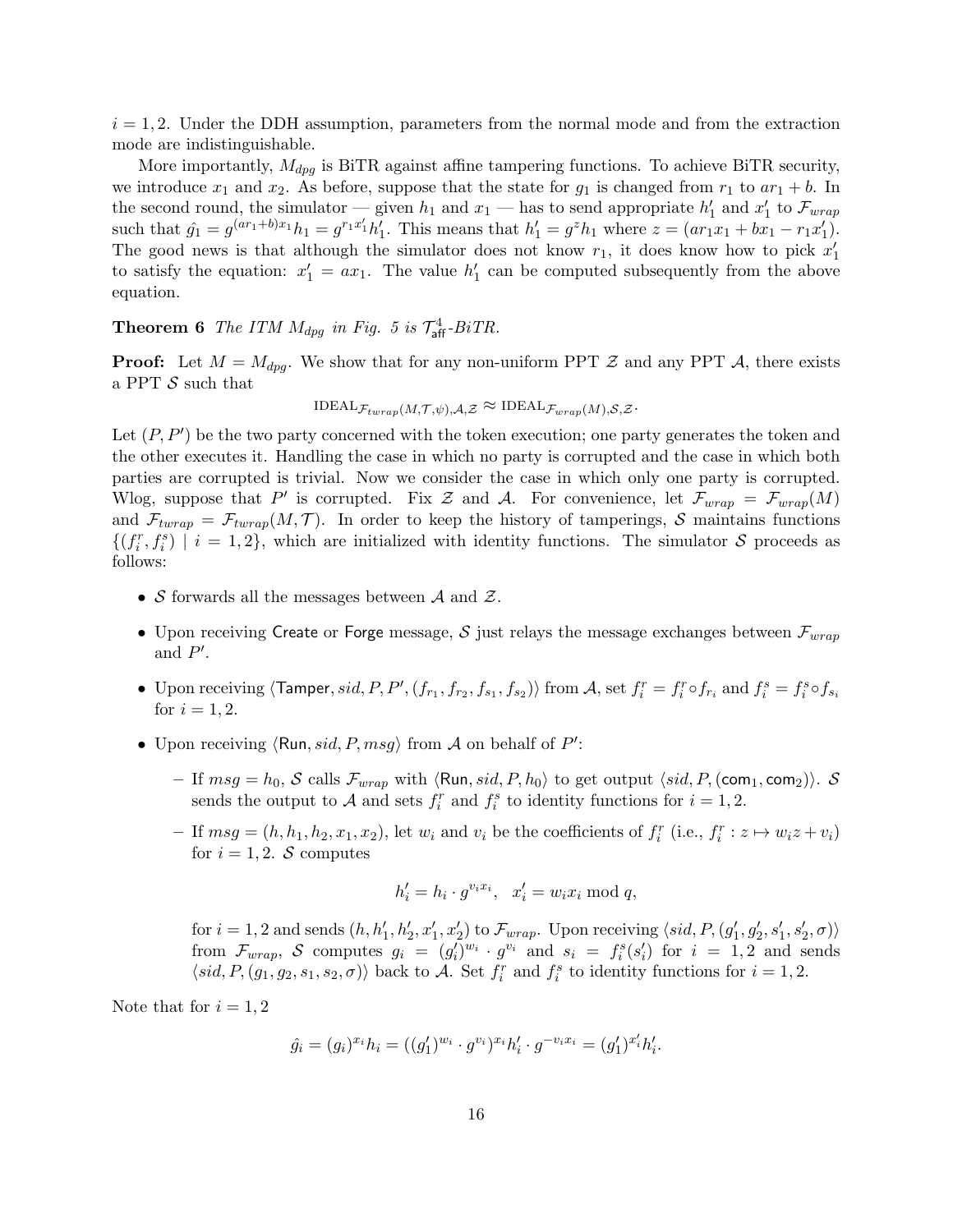$i = 1, 2$. Under the DDH assumption, parameters from the normal mode and from the extraction mode are indistinguishable.

More importantly, $M_{dpg}$ is BiTR against affine tampering functions. To achieve BiTR security, we introduce $x_1$ and $x_2$. As before, suppose that the state for $g_1$ is changed from $r_1$ to $ar_1 + b$. In the second round, the simulator — given $h_1$ and $x_1$ — has to send appropriate $h'_1$ and $x'_1$ to $\mathcal{F}_{wrap}$ such that $\hat{g}_1 = g^{(ar_1+b)x_1} h_1 = g^{r_1 x'_1} h'_1$. This means that $h'_1 = g^z h_1$ where $z = (ar_1 x_1 + bx_1 - r_1 x'_1)$. The good news is that although the simulator does not know $r_1$, it does know how to pick $x'_1$ to satisfy the equation: $x'_1 = ax_1$. The value $h'_1$ can be computed subsequently from the above equation.

**Theorem 6** *The ITM $M_{dpg}$ in Fig. 5 is $\mathcal{T}^4_{\mathsf{aff}}$-BiTR.*

**Proof:** Let $M = M_{dpg}$. We show that for any non-uniform PPT $\mathcal{Z}$ and any PPT $\mathcal{A}$, there exists a PPT $\mathcal{S}$ such that

$$\text{IDEAL}_{\mathcal{F}_{twrap}(M,\mathcal{T},\psi),\mathcal{A},\mathcal{Z}} \approx \text{IDEAL}_{\mathcal{F}_{wrap}(M),\mathcal{S},\mathcal{Z}}.$$

Let $(P, P')$ be the two party concerned with the token execution; one party generates the token and the other executes it. Handling the case in which no party is corrupted and the case in which both parties are corrupted is trivial. Now we consider the case in which only one party is corrupted. Wlog, suppose that $P'$ is corrupted. Fix $\mathcal{Z}$ and $\mathcal{A}$. For convenience, let $\mathcal{F}_{wrap} = \mathcal{F}_{wrap}(M)$ and $\mathcal{F}_{twrap} = \mathcal{F}_{twrap}(M, \mathcal{T})$. In order to keep the history of tamperings, $\mathcal{S}$ maintains functions $\{(f^r_i, f^s_i) \mid i = 1, 2\}$, which are initialized with identity functions. The simulator $\mathcal{S}$ proceeds as follows:

- $\mathcal{S}$ forwards all the messages between $\mathcal{A}$ and $\mathcal{Z}$.
- Upon receiving $\mathsf{Create}$ or $\mathsf{Forge}$ message, $\mathcal{S}$ just relays the message exchanges between $\mathcal{F}_{wrap}$ and $P'$.
- Upon receiving $\langle \mathsf{Tamper}, sid, P, P', (f_{r_1}, f_{r_2}, f_{s_1}, f_{s_2}) \rangle$ from $\mathcal{A}$, set $f^r_i = f^r_i \circ f_{r_i}$ and $f^s_i = f^s_i \circ f_{s_i}$ for $i = 1, 2$.
- Upon receiving $\langle \mathsf{Run}, sid, P, msg \rangle$ from $\mathcal{A}$ on behalf of $P'$:
  - If $msg = h_0$, $\mathcal{S}$ calls $\mathcal{F}_{wrap}$ with $\langle \mathsf{Run}, sid, P, h_0 \rangle$ to get output $\langle sid, P, (\mathsf{com}_1, \mathsf{com}_2) \rangle$. $\mathcal{S}$ sends the output to $\mathcal{A}$ and sets $f^r_i$ and $f^s_i$ to identity functions for $i = 1, 2$.
  - If $msg = (h, h_1, h_2, x_1, x_2)$, let $w_i$ and $v_i$ be the coefficients of $f^r_i$ (i.e., $f^r_i : z \mapsto w_i z + v_i$) for $i = 1, 2$. $\mathcal{S}$ computes

    $$h'_i = h_i \cdot g^{v_i x_i}, \quad x'_i = w_i x_i \bmod q,$$

    for $i = 1, 2$ and sends $(h, h'_1, h'_2, x'_1, x'_2)$ to $\mathcal{F}_{wrap}$. Upon receiving $\langle sid, P, (g'_1, g'_2, s'_1, s'_2, \sigma) \rangle$ from $\mathcal{F}_{wrap}$, $\mathcal{S}$ computes $g_i = (g'_i)^{w_i} \cdot g^{v_i}$ and $s_i = f^s_i(s'_i)$ for $i = 1, 2$ and sends $\langle sid, P, (g_1, g_2, s_1, s_2, \sigma) \rangle$ back to $\mathcal{A}$. Set $f^r_i$ and $f^s_i$ to identity functions for $i = 1, 2$.

Note that for $i = 1, 2$

$$\hat{g}_i = (g_i)^{x_i} h_i = ((g'_1)^{w_i} \cdot g^{v_i})^{x_i} h'_i \cdot g^{-v_i x_i} = (g'_1)^{x'_i} h'_i.$$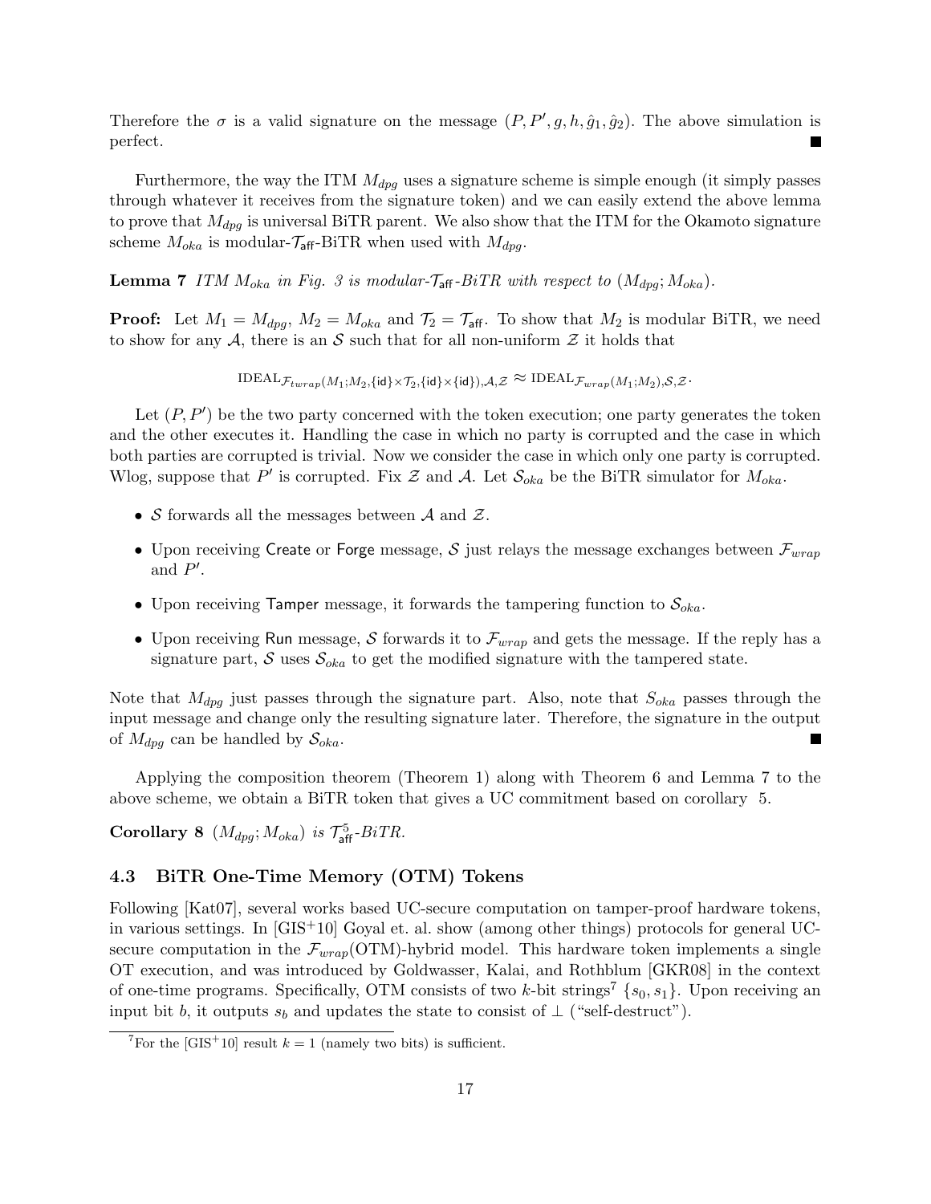Therefore the $\sigma$ is a valid signature on the message $(P, P', g, h, \hat{g}_1, \hat{g}_2)$. The above simulation is perfect. ■

Furthermore, the way the ITM $M_{dpg}$ uses a signature scheme is simple enough (it simply passes through whatever it receives from the signature token) and we can easily extend the above lemma to prove that $M_{dpg}$ is universal BiTR parent. We also show that the ITM for the Okamoto signature scheme $M_{oka}$ is modular-$\mathcal{T}_{\mathsf{aff}}$-BiTR when used with $M_{dpg}$.

**Lemma 7** *ITM $M_{oka}$ in Fig. 3 is modular-$\mathcal{T}_{\mathsf{aff}}$-BiTR with respect to $(M_{dpg}; M_{oka})$.*

**Proof:** Let $M_1 = M_{dpg}$, $M_2 = M_{oka}$ and $\mathcal{T}_2 = \mathcal{T}_{\mathsf{aff}}$. To show that $M_2$ is modular BiTR, we need to show for any $\mathcal{A}$, there is an $\mathcal{S}$ such that for all non-uniform $\mathcal{Z}$ it holds that

$$\text{IDEAL}_{\mathcal{F}_{twrap}(M_1;M_2,\{\mathsf{id}\}\times\mathcal{T}_2,\{\mathsf{id}\}\times\{\mathsf{id}\}),\mathcal{A},\mathcal{Z}} \approx \text{IDEAL}_{\mathcal{F}_{wrap}(M_1;M_2),\mathcal{S},\mathcal{Z}}.$$

Let $(P, P')$ be the two party concerned with the token execution; one party generates the token and the other executes it. Handling the case in which no party is corrupted and the case in which both parties are corrupted is trivial. Now we consider the case in which only one party is corrupted. Wlog, suppose that $P'$ is corrupted. Fix $\mathcal{Z}$ and $\mathcal{A}$. Let $\mathcal{S}_{oka}$ be the BiTR simulator for $M_{oka}$.

- $\mathcal{S}$ forwards all the messages between $\mathcal{A}$ and $\mathcal{Z}$.
- Upon receiving Create or Forge message, $\mathcal{S}$ just relays the message exchanges between $\mathcal{F}_{wrap}$ and $P'$.
- Upon receiving Tamper message, it forwards the tampering function to $\mathcal{S}_{oka}$.
- Upon receiving Run message, $\mathcal{S}$ forwards it to $\mathcal{F}_{wrap}$ and gets the message. If the reply has a signature part, $\mathcal{S}$ uses $\mathcal{S}_{oka}$ to get the modified signature with the tampered state.

Note that $M_{dpg}$ just passes through the signature part. Also, note that $S_{oka}$ passes through the input message and change only the resulting signature later. Therefore, the signature in the output of $M_{dpg}$ can be handled by $\mathcal{S}_{oka}$. ■

Applying the composition theorem (Theorem 1) along with Theorem 6 and Lemma 7 to the above scheme, we obtain a BiTR token that gives a UC commitment based on corollary 5.

**Corollary 8** *$(M_{dpg}; M_{oka})$ is $\mathcal{T}^5_{\mathsf{aff}}$-BiTR.*

### 4.3 BiTR One-Time Memory (OTM) Tokens

Following [Kat07], several works based UC-secure computation on tamper-proof hardware tokens, in various settings. In [GIS+10] Goyal et. al. show (among other things) protocols for general UC-secure computation in the $\mathcal{F}_{wrap}$(OTM)-hybrid model. This hardware token implements a single OT execution, and was introduced by Goldwasser, Kalai, and Rothblum [GKR08] in the context of one-time programs. Specifically, OTM consists of two $k$-bit strings[7] $\{s_0, s_1\}$. Upon receiving an input bit $b$, it outputs $s_b$ and updates the state to consist of $\perp$ ("self-destruct").

[7] For the [GIS+10] result $k = 1$ (namely two bits) is sufficient.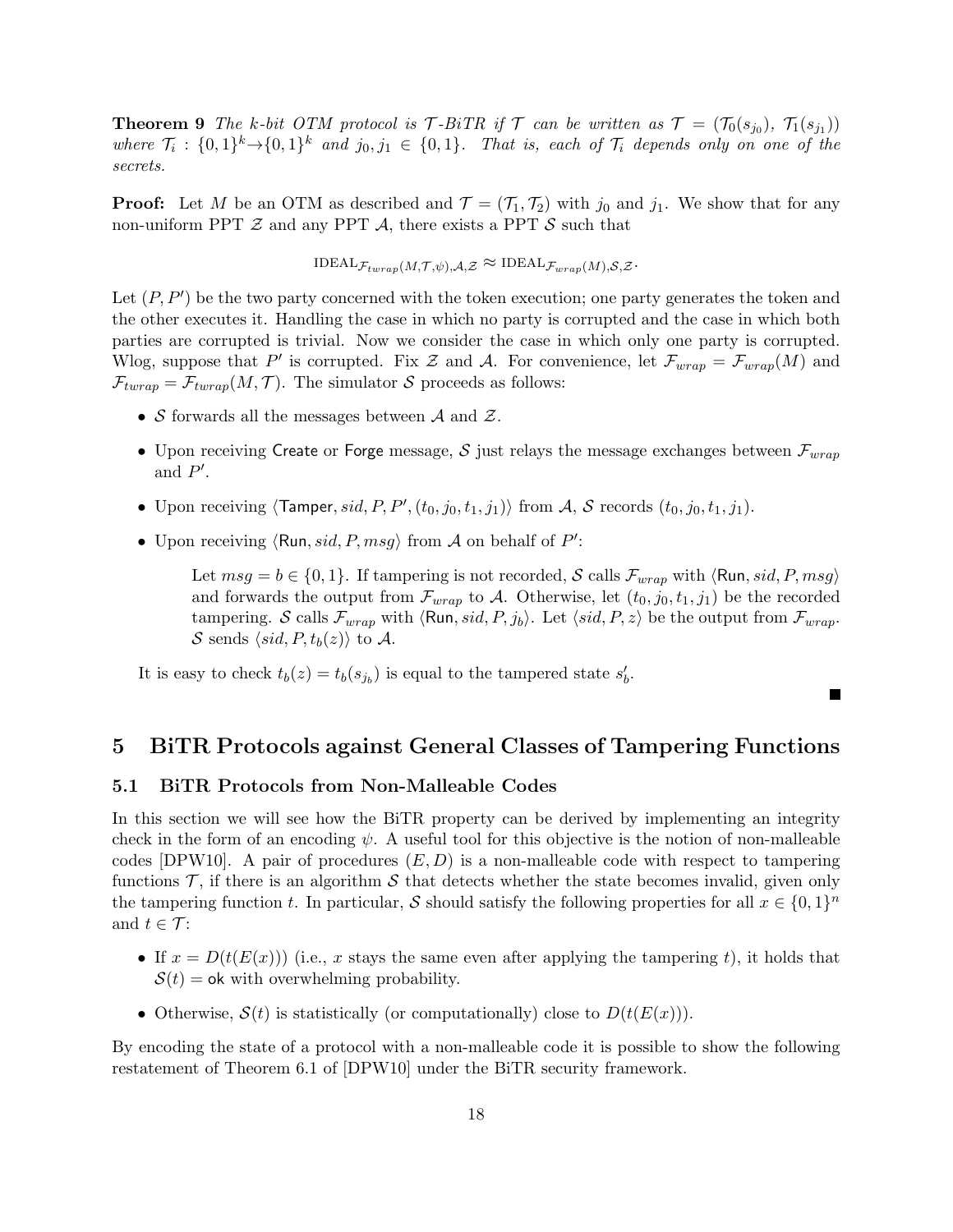**Theorem 9** *The k-bit OTM protocol is $\mathcal{T}$-BiTR if $\mathcal{T}$ can be written as $\mathcal{T} = (\mathcal{T}_0(s_{j_0}),\ \mathcal{T}_1(s_{j_1}))$ where $\mathcal{T}_i : \{0,1\}^k \rightarrow \{0,1\}^k$ and $j_0, j_1 \in \{0,1\}$. That is, each of $\mathcal{T}_i$ depends only on one of the secrets.*

**Proof:** Let $M$ be an OTM as described and $\mathcal{T} = (\mathcal{T}_1, \mathcal{T}_2)$ with $j_0$ and $j_1$. We show that for any non-uniform PPT $\mathcal{Z}$ and any PPT $\mathcal{A}$, there exists a PPT $\mathcal{S}$ such that

$$\text{IDEAL}_{\mathcal{F}_{twrap}(M,\mathcal{T},\psi),\mathcal{A},\mathcal{Z}} \approx \text{IDEAL}_{\mathcal{F}_{wrap}(M),\mathcal{S},\mathcal{Z}}.$$

Let $(P, P')$ be the two party concerned with the token execution; one party generates the token and the other executes it. Handling the case in which no party is corrupted and the case in which both parties are corrupted is trivial. Now we consider the case in which only one party is corrupted. Wlog, suppose that $P'$ is corrupted. Fix $\mathcal{Z}$ and $\mathcal{A}$. For convenience, let $\mathcal{F}_{wrap} = \mathcal{F}_{wrap}(M)$ and $\mathcal{F}_{twrap} = \mathcal{F}_{twrap}(M, \mathcal{T})$. The simulator $\mathcal{S}$ proceeds as follows:

- $\mathcal{S}$ forwards all the messages between $\mathcal{A}$ and $\mathcal{Z}$.
- Upon receiving Create or Forge message, $\mathcal{S}$ just relays the message exchanges between $\mathcal{F}_{wrap}$ and $P'$.
- Upon receiving $\langle \mathsf{Tamper}, sid, P, P', (t_0, j_0, t_1, j_1)\rangle$ from $\mathcal{A}$, $\mathcal{S}$ records $(t_0, j_0, t_1, j_1)$.
- Upon receiving $\langle \mathsf{Run}, sid, P, msg\rangle$ from $\mathcal{A}$ on behalf of $P'$:

  Let $msg = b \in \{0,1\}$. If tampering is not recorded, $\mathcal{S}$ calls $\mathcal{F}_{wrap}$ with $\langle \mathsf{Run}, sid, P, msg\rangle$ and forwards the output from $\mathcal{F}_{wrap}$ to $\mathcal{A}$. Otherwise, let $(t_0, j_0, t_1, j_1)$ be the recorded tampering. $\mathcal{S}$ calls $\mathcal{F}_{wrap}$ with $\langle \mathsf{Run}, sid, P, j_b\rangle$. Let $\langle sid, P, z\rangle$ be the output from $\mathcal{F}_{wrap}$. $\mathcal{S}$ sends $\langle sid, P, t_b(z)\rangle$ to $\mathcal{A}$.

It is easy to check $t_b(z) = t_b(s_{j_b})$ is equal to the tampered state $s'_b$. ■

# 5 BiTR Protocols against General Classes of Tampering Functions

## 5.1 BiTR Protocols from Non-Malleable Codes

In this section we will see how the BiTR property can be derived by implementing an integrity check in the form of an encoding $\psi$. A useful tool for this objective is the notion of non-malleable codes [DPW10]. A pair of procedures $(E, D)$ is a non-malleable code with respect to tampering functions $\mathcal{T}$, if there is an algorithm $\mathcal{S}$ that detects whether the state becomes invalid, given only the tampering function $t$. In particular, $\mathcal{S}$ should satisfy the following properties for all $x \in \{0,1\}^n$ and $t \in \mathcal{T}$:

- If $x = D(t(E(x)))$ (i.e., $x$ stays the same even after applying the tampering $t$), it holds that $\mathcal{S}(t) = \mathsf{ok}$ with overwhelming probability.
- Otherwise, $\mathcal{S}(t)$ is statistically (or computationally) close to $D(t(E(x)))$.

By encoding the state of a protocol with a non-malleable code it is possible to show the following restatement of Theorem 6.1 of [DPW10] under the BiTR security framework.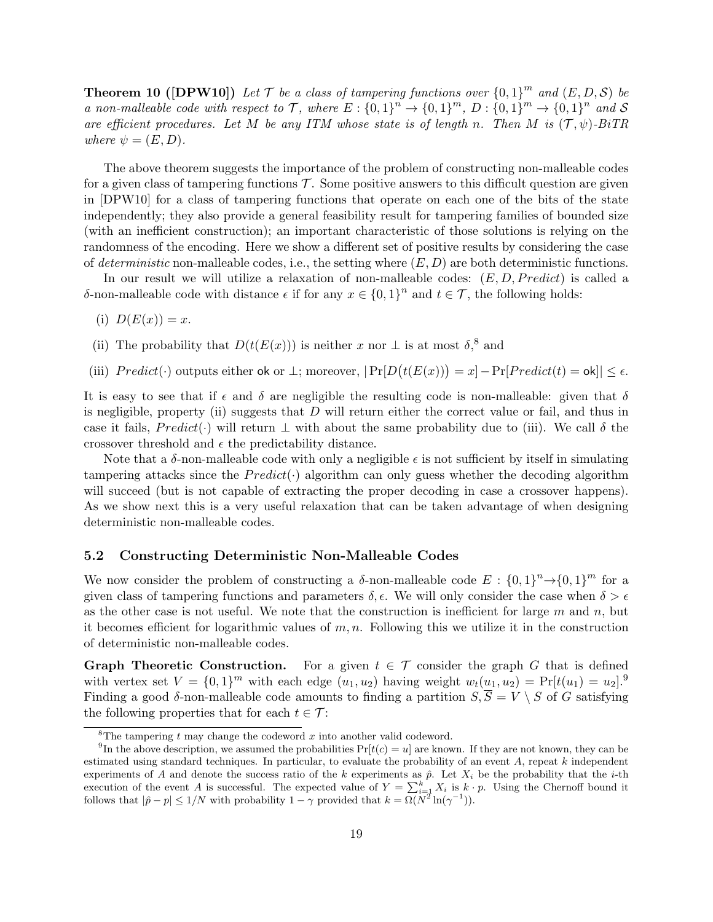**Theorem 10 ([DPW10])** *Let $\mathcal{T}$ be a class of tampering functions over $\{0,1\}^m$ and $(E, D, \mathcal{S})$ be a non-malleable code with respect to $\mathcal{T}$, where $E : \{0,1\}^n \to \{0,1\}^m$, $D : \{0,1\}^m \to \{0,1\}^n$ and $\mathcal{S}$ are efficient procedures. Let $M$ be any ITM whose state is of length $n$. Then $M$ is $(\mathcal{T}, \psi)$-BiTR where $\psi = (E, D)$.*

The above theorem suggests the importance of the problem of constructing non-malleable codes for a given class of tampering functions $\mathcal{T}$. Some positive answers to this difficult question are given in [DPW10] for a class of tampering functions that operate on each one of the bits of the state independently; they also provide a general feasibility result for tampering families of bounded size (with an inefficient construction); an important characteristic of those solutions is relying on the randomness of the encoding. Here we show a different set of positive results by considering the case of *deterministic* non-malleable codes, i.e., the setting where $(E, D)$ are both deterministic functions.

In our result we will utilize a relaxation of non-malleable codes: $(E, D, Predict)$ is called a $\delta$-non-malleable code with distance $\epsilon$ if for any $x \in \{0,1\}^n$ and $t \in \mathcal{T}$, the following holds:

(i) $D(E(x)) = x$.

(ii) The probability that $D(t(E(x)))$ is neither $x$ nor $\perp$ is at most $\delta$,[8] and

(iii) $Predict(\cdot)$ outputs either $\mathsf{ok}$ or $\perp$; moreover, $|\Pr[D\big(t(E(x))\big) = x] - \Pr[Predict(t) = \mathsf{ok}]| \leq \epsilon$.

It is easy to see that if $\epsilon$ and $\delta$ are negligible the resulting code is non-malleable: given that $\delta$ is negligible, property (ii) suggests that $D$ will return either the correct value or fail, and thus in case it fails, $Predict(\cdot)$ will return $\perp$ with about the same probability due to (iii). We call $\delta$ the crossover threshold and $\epsilon$ the predictability distance.

Note that a $\delta$-non-malleable code with only a negligible $\epsilon$ is not sufficient by itself in simulating tampering attacks since the $Predict(\cdot)$ algorithm can only guess whether the decoding algorithm will succeed (but is not capable of extracting the proper decoding in case a crossover happens). As we show next this is a very useful relaxation that can be taken advantage of when designing deterministic non-malleable codes.

### 5.2 Constructing Deterministic Non-Malleable Codes

We now consider the problem of constructing a $\delta$-non-malleable code $E : \{0,1\}^n \to \{0,1\}^m$ for a given class of tampering functions and parameters $\delta, \epsilon$. We will only consider the case when $\delta > \epsilon$ as the other case is not useful. We note that the construction is inefficient for large $m$ and $n$, but it becomes efficient for logarithmic values of $m, n$. Following this we utilize it in the construction of deterministic non-malleable codes.

**Graph Theoretic Construction.** For a given $t \in \mathcal{T}$ consider the graph $G$ that is defined with vertex set $V = \{0,1\}^m$ with each edge $(u_1, u_2)$ having weight $w_t(u_1, u_2) = \Pr[t(u_1) = u_2]$.[9] Finding a good $\delta$-non-malleable code amounts to finding a partition $S, \overline{S} = V \setminus S$ of $G$ satisfying the following properties that for each $t \in \mathcal{T}$:

---

[8] The tampering $t$ may change the codeword $x$ into another valid codeword.

[9] In the above description, we assumed the probabilities $\Pr[t(c) = u]$ are known. If they are not known, they can be estimated using standard techniques. In particular, to evaluate the probability of an event $A$, repeat $k$ independent experiments of $A$ and denote the success ratio of the $k$ experiments as $\hat{p}$. Let $X_i$ be the probability that the $i$-th execution of the event $A$ is successful. The expected value of $Y = \sum_{i=1}^{k} X_i$ is $k \cdot p$. Using the Chernoff bound it follows that $|\hat{p} - p| \leq 1/N$ with probability $1 - \gamma$ provided that $k = \Omega(N^2 \ln(\gamma^{-1}))$.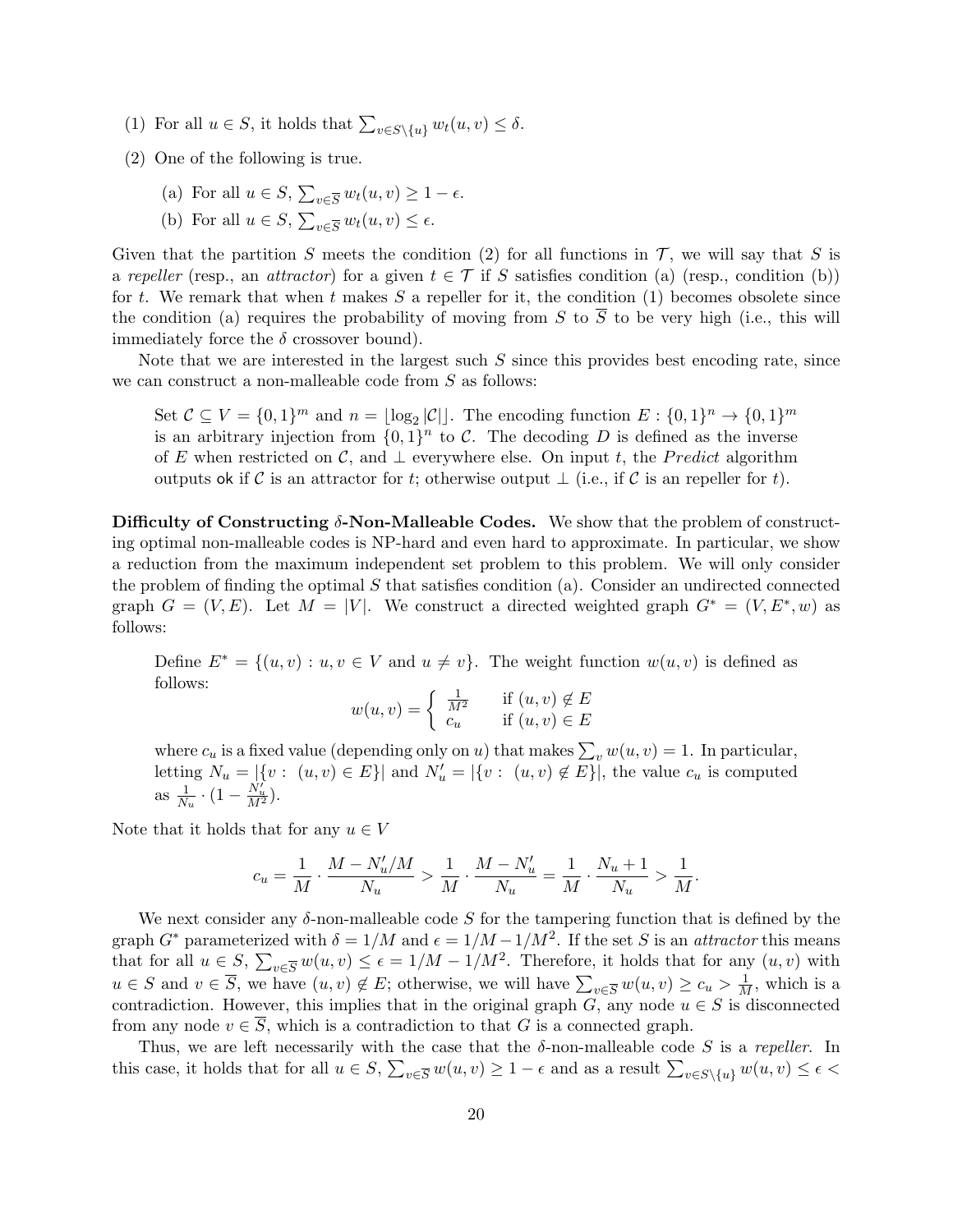(1) For all $u \in S$, it holds that $\sum_{v \in S \setminus \{u\}} w_t(u,v) \leq \delta$.

(2) One of the following is true.

  (a) For all $u \in S$, $\sum_{v \in \overline{S}} w_t(u,v) \geq 1 - \epsilon$.

  (b) For all $u \in S$, $\sum_{v \in \overline{S}} w_t(u,v) \leq \epsilon$.

Given that the partition $S$ meets the condition (2) for all functions in $\mathcal{T}$, we will say that $S$ is a *repeller* (resp., an *attractor*) for a given $t \in \mathcal{T}$ if $S$ satisfies condition (a) (resp., condition (b)) for $t$. We remark that when $t$ makes $S$ a repeller for it, the condition (1) becomes obsolete since the condition (a) requires the probability of moving from $S$ to $\overline{S}$ to be very high (i.e., this will immediately force the $\delta$ crossover bound).

Note that we are interested in the largest such $S$ since this provides best encoding rate, since we can construct a non-malleable code from $S$ as follows:

> Set $\mathcal{C} \subseteq V = \{0,1\}^m$ and $n = \lfloor \log_2 |\mathcal{C}| \rfloor$. The encoding function $E : \{0,1\}^n \to \{0,1\}^m$ is an arbitrary injection from $\{0,1\}^n$ to $\mathcal{C}$. The decoding $D$ is defined as the inverse of $E$ when restricted on $\mathcal{C}$, and $\perp$ everywhere else. On input $t$, the *Predict* algorithm outputs ok if $\mathcal{C}$ is an attractor for $t$; otherwise output $\perp$ (i.e., if $\mathcal{C}$ is an repeller for $t$).

**Difficulty of Constructing $\delta$-Non-Malleable Codes.** We show that the problem of constructing optimal non-malleable codes is NP-hard and even hard to approximate. In particular, we show a reduction from the maximum independent set problem to this problem. We will only consider the problem of finding the optimal $S$ that satisfies condition (a). Consider an undirected connected graph $G = (V, E)$. Let $M = |V|$. We construct a directed weighted graph $G^* = (V, E^*, w)$ as follows:

> Define $E^* = \{(u,v) : u, v \in V \text{ and } u \neq v\}$. The weight function $w(u,v)$ is defined as follows:
>
> $$w(u,v) = \begin{cases} \frac{1}{M^2} & \text{if } (u,v) \notin E \\ c_u & \text{if } (u,v) \in E \end{cases}$$
>
> where $c_u$ is a fixed value (depending only on $u$) that makes $\sum_v w(u,v) = 1$. In particular, letting $N_u = |\{v : (u,v) \in E\}|$ and $N'_u = |\{v : (u,v) \notin E\}|$, the value $c_u$ is computed as $\frac{1}{N_u} \cdot (1 - \frac{N'_u}{M^2})$.

Note that it holds that for any $u \in V$

$$c_u = \frac{1}{M} \cdot \frac{M - N'_u/M}{N_u} > \frac{1}{M} \cdot \frac{M - N'_u}{N_u} = \frac{1}{M} \cdot \frac{N_u + 1}{N_u} > \frac{1}{M}.$$

We next consider any $\delta$-non-malleable code $S$ for the tampering function that is defined by the graph $G^*$ parameterized with $\delta = 1/M$ and $\epsilon = 1/M - 1/M^2$. If the set $S$ is an *attractor* this means that for all $u \in S$, $\sum_{v \in \overline{S}} w(u,v) \leq \epsilon = 1/M - 1/M^2$. Therefore, it holds that for any $(u,v)$ with $u \in S$ and $v \in \overline{S}$, we have $(u,v) \notin E$; otherwise, we will have $\sum_{v \in \overline{S}} w(u,v) \geq c_u > \frac{1}{M}$, which is a contradiction. However, this implies that in the original graph $G$, any node $u \in S$ is disconnected from any node $v \in \overline{S}$, which is a contradiction to that $G$ is a connected graph.

Thus, we are left necessarily with the case that the $\delta$-non-malleable code $S$ is a *repeller*. In this case, it holds that for all $u \in S$, $\sum_{v \in \overline{S}} w(u,v) \geq 1 - \epsilon$ and as a result $\sum_{v \in S \setminus \{u\}} w(u,v) \leq \epsilon <$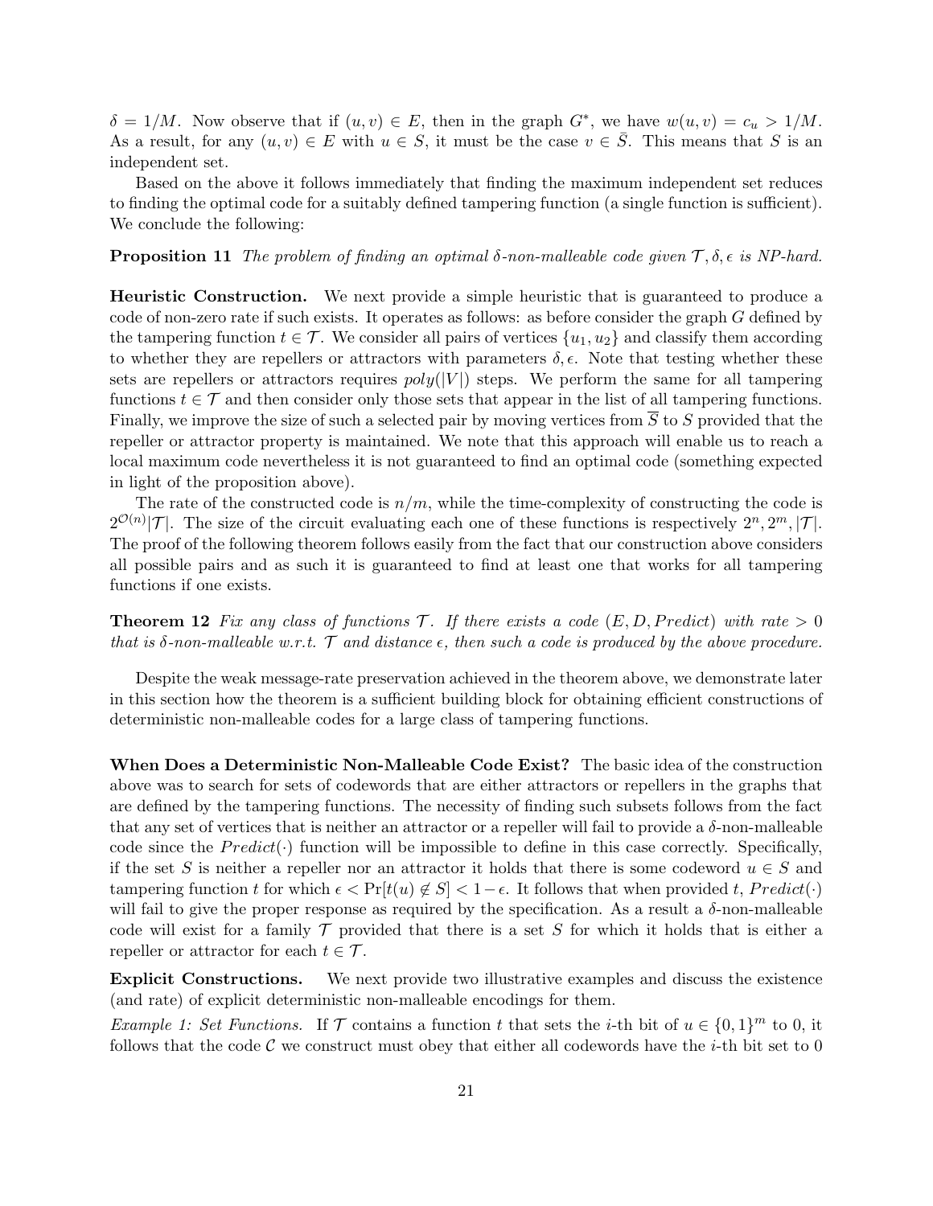$\delta = 1/M$. Now observe that if $(u, v) \in E$, then in the graph $G^*$, we have $w(u, v) = c_u > 1/M$. As a result, for any $(u, v) \in E$ with $u \in S$, it must be the case $v \in \bar{S}$. This means that $S$ is an independent set.

Based on the above it follows immediately that finding the maximum independent set reduces to finding the optimal code for a suitably defined tampering function (a single function is sufficient). We conclude the following:

**Proposition 11** *The problem of finding an optimal $\delta$-non-malleable code given $\mathcal{T}, \delta, \epsilon$ is NP-hard.*

**Heuristic Construction.** We next provide a simple heuristic that is guaranteed to produce a code of non-zero rate if such exists. It operates as follows: as before consider the graph $G$ defined by the tampering function $t \in \mathcal{T}$. We consider all pairs of vertices $\{u_1, u_2\}$ and classify them according to whether they are repellers or attractors with parameters $\delta, \epsilon$. Note that testing whether these sets are repellers or attractors requires $poly(|V|)$ steps. We perform the same for all tampering functions $t \in \mathcal{T}$ and then consider only those sets that appear in the list of all tampering functions. Finally, we improve the size of such a selected pair by moving vertices from $\overline{S}$ to $S$ provided that the repeller or attractor property is maintained. We note that this approach will enable us to reach a local maximum code nevertheless it is not guaranteed to find an optimal code (something expected in light of the proposition above).

The rate of the constructed code is $n/m$, while the time-complexity of constructing the code is $2^{\mathcal{O}(n)}|\mathcal{T}|$. The size of the circuit evaluating each one of these functions is respectively $2^n, 2^m, |\mathcal{T}|$. The proof of the following theorem follows easily from the fact that our construction above considers all possible pairs and as such it is guaranteed to find at least one that works for all tampering functions if one exists.

**Theorem 12** *Fix any class of functions $\mathcal{T}$. If there exists a code $(E, D, Predict)$ with rate $> 0$ that is $\delta$-non-malleable w.r.t. $\mathcal{T}$ and distance $\epsilon$, then such a code is produced by the above procedure.*

Despite the weak message-rate preservation achieved in the theorem above, we demonstrate later in this section how the theorem is a sufficient building block for obtaining efficient constructions of deterministic non-malleable codes for a large class of tampering functions.

**When Does a Deterministic Non-Malleable Code Exist?** The basic idea of the construction above was to search for sets of codewords that are either attractors or repellers in the graphs that are defined by the tampering functions. The necessity of finding such subsets follows from the fact that any set of vertices that is neither an attractor or a repeller will fail to provide a $\delta$-non-malleable code since the $Predict(\cdot)$ function will be impossible to define in this case correctly. Specifically, if the set $S$ is neither a repeller nor an attractor it holds that there is some codeword $u \in S$ and tampering function $t$ for which $\epsilon < \Pr[t(u) \notin S] < 1 - \epsilon$. It follows that when provided $t$, $Predict(\cdot)$ will fail to give the proper response as required by the specification. As a result a $\delta$-non-malleable code will exist for a family $\mathcal{T}$ provided that there is a set $S$ for which it holds that is either a repeller or attractor for each $t \in \mathcal{T}$.

**Explicit Constructions.** We next provide two illustrative examples and discuss the existence (and rate) of explicit deterministic non-malleable encodings for them.

*Example 1: Set Functions.* If $\mathcal{T}$ contains a function $t$ that sets the $i$-th bit of $u \in \{0,1\}^m$ to 0, it follows that the code $\mathcal{C}$ we construct must obey that either all codewords have the $i$-th bit set to 0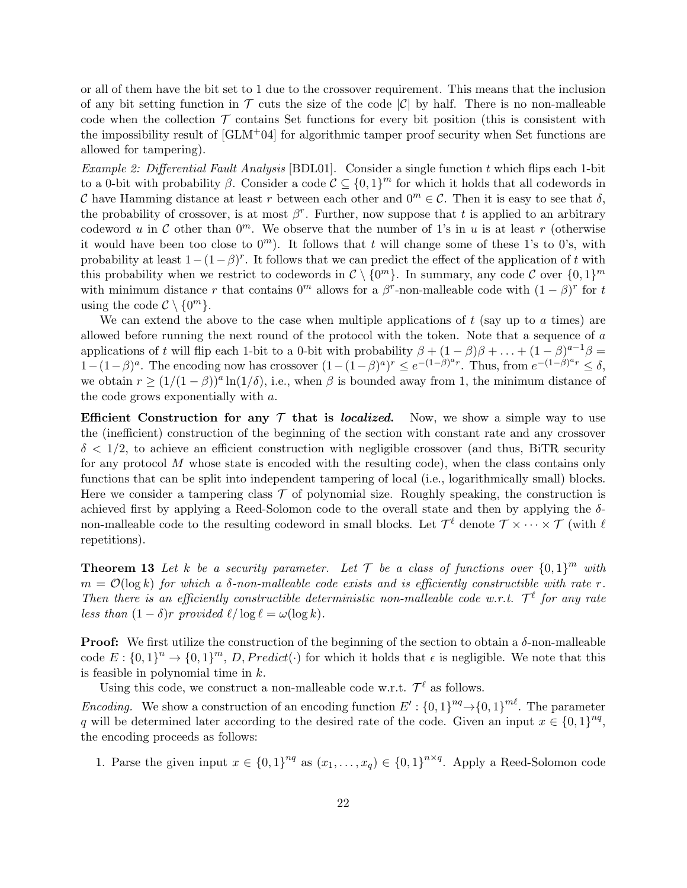or all of them have the bit set to 1 due to the crossover requirement. This means that the inclusion of any bit setting function in $\mathcal{T}$ cuts the size of the code $|\mathcal{C}|$ by half. There is no non-malleable code when the collection $\mathcal{T}$ contains Set functions for every bit position (this is consistent with the impossibility result of [GLM+04] for algorithmic tamper proof security when Set functions are allowed for tampering).

*Example 2: Differential Fault Analysis* [BDL01]. Consider a single function $t$ which flips each 1-bit to a 0-bit with probability $\beta$. Consider a code $\mathcal{C} \subseteq \{0,1\}^m$ for which it holds that all codewords in $\mathcal{C}$ have Hamming distance at least $r$ between each other and $0^m \in \mathcal{C}$. Then it is easy to see that $\delta$, the probability of crossover, is at most $\beta^r$. Further, now suppose that $t$ is applied to an arbitrary codeword $u$ in $\mathcal{C}$ other than $0^m$. We observe that the number of 1's in $u$ is at least $r$ (otherwise it would have been too close to $0^m$). It follows that $t$ will change some of these 1's to 0's, with probability at least $1-(1-\beta)^r$. It follows that we can predict the effect of the application of $t$ with this probability when we restrict to codewords in $\mathcal{C} \setminus \{0^m\}$. In summary, any code $\mathcal{C}$ over $\{0,1\}^m$ with minimum distance $r$ that contains $0^m$ allows for a $\beta^r$-non-malleable code with $(1-\beta)^r$ for $t$ using the code $\mathcal{C} \setminus \{0^m\}$.

We can extend the above to the case when multiple applications of $t$ (say up to $a$ times) are allowed before running the next round of the protocol with the token. Note that a sequence of $a$ applications of $t$ will flip each 1-bit to a 0-bit with probability $\beta + (1-\beta)\beta + \ldots + (1-\beta)^{a-1}\beta = 1-(1-\beta)^a$. The encoding now has crossover $(1-(1-\beta)^a)^r \leq e^{-(1-\beta)^a r}$. Thus, from $e^{-(1-\beta)^a r} \leq \delta$, we obtain $r \geq (1/(1-\beta))^a \ln(1/\delta)$, i.e., when $\beta$ is bounded away from 1, the minimum distance of the code grows exponentially with $a$.

**Efficient Construction for any $\mathcal{T}$ that is *localized*.** Now, we show a simple way to use the (inefficient) construction of the beginning of the section with constant rate and any crossover $\delta < 1/2$, to achieve an efficient construction with negligible crossover (and thus, BiTR security for any protocol $M$ whose state is encoded with the resulting code), when the class contains only functions that can be split into independent tampering of local (i.e., logarithmically small) blocks. Here we consider a tampering class $\mathcal{T}$ of polynomial size. Roughly speaking, the construction is achieved first by applying a Reed-Solomon code to the overall state and then by applying the $\delta$-non-malleable code to the resulting codeword in small blocks. Let $\mathcal{T}^\ell$ denote $\mathcal{T} \times \cdots \times \mathcal{T}$ (with $\ell$ repetitions).

**Theorem 13** *Let $k$ be a security parameter. Let $\mathcal{T}$ be a class of functions over $\{0,1\}^m$ with $m = \mathcal{O}(\log k)$ for which a $\delta$-non-malleable code exists and is efficiently constructible with rate $r$. Then there is an efficiently constructible deterministic non-malleable code w.r.t. $\mathcal{T}^\ell$ for any rate less than $(1-\delta)r$ provided $\ell/\log \ell = \omega(\log k)$.*

**Proof:** We first utilize the construction of the beginning of the section to obtain a $\delta$-non-malleable code $E : \{0,1\}^n \to \{0,1\}^m$, $D$, $Predict(\cdot)$ for which it holds that $\epsilon$ is negligible. We note that this is feasible in polynomial time in $k$.

Using this code, we construct a non-malleable code w.r.t. $\mathcal{T}^\ell$ as follows.

*Encoding.* We show a construction of an encoding function $E' : \{0,1\}^{nq} \to \{0,1\}^{m\ell}$. The parameter $q$ will be determined later according to the desired rate of the code. Given an input $x \in \{0,1\}^{nq}$, the encoding proceeds as follows:

1. Parse the given input $x \in \{0,1\}^{nq}$ as $(x_1, \ldots, x_q) \in \{0,1\}^{n \times q}$. Apply a Reed-Solomon code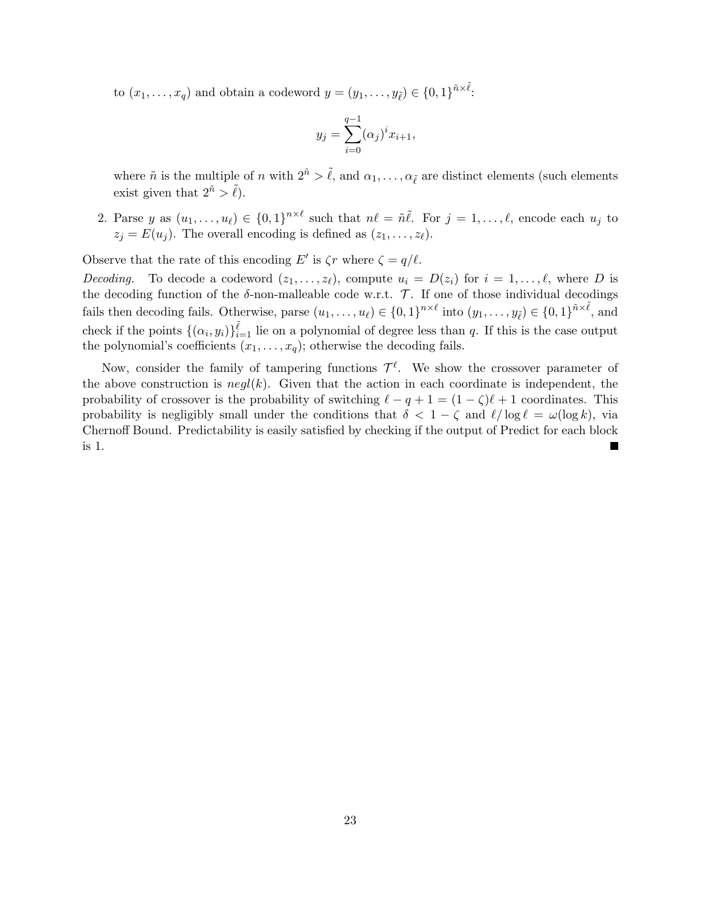to $(x_1, \ldots, x_q)$ and obtain a codeword $y = (y_1, \ldots, y_{\tilde{\ell}}) \in \{0,1\}^{\tilde{n} \times \tilde{\ell}}$:

$$y_j = \sum_{i=0}^{q-1} (\alpha_j)^i x_{i+1},$$

where $\tilde{n}$ is the multiple of $n$ with $2^{\tilde{n}} > \tilde{\ell}$, and $\alpha_1, \ldots, \alpha_{\tilde{\ell}}$ are distinct elements (such elements exist given that $2^{\tilde{n}} > \tilde{\ell}$).

2. Parse $y$ as $(u_1, \ldots, u_\ell) \in \{0,1\}^{n \times \ell}$ such that $n\ell = \tilde{n}\tilde{\ell}$. For $j = 1, \ldots, \ell$, encode each $u_j$ to $z_j = E(u_j)$. The overall encoding is defined as $(z_1, \ldots, z_\ell)$.

Observe that the rate of this encoding $E'$ is $\zeta r$ where $\zeta = q/\ell$.

*Decoding.* To decode a codeword $(z_1, \ldots, z_\ell)$, compute $u_i = D(z_i)$ for $i = 1, \ldots, \ell$, where $D$ is the decoding function of the $\delta$-non-malleable code w.r.t. $\mathcal{T}$. If one of those individual decodings fails then decoding fails. Otherwise, parse $(u_1, \ldots, u_\ell) \in \{0,1\}^{n \times \ell}$ into $(y_1, \ldots, y_{\tilde{\ell}}) \in \{0,1\}^{\tilde{n} \times \tilde{\ell}}$, and check if the points $\{(\alpha_i, y_i)\}_{i=1}^{\tilde{\ell}}$ lie on a polynomial of degree less than $q$. If this is the case output the polynomial's coefficients $(x_1, \ldots, x_q)$; otherwise the decoding fails.

Now, consider the family of tampering functions $\mathcal{T}^\ell$. We show the crossover parameter of the above construction is $negl(k)$. Given that the action in each coordinate is independent, the probability of crossover is the probability of switching $\ell - q + 1 = (1 - \zeta)\ell + 1$ coordinates. This probability is negligibly small under the conditions that $\delta < 1 - \zeta$ and $\ell / \log \ell = \omega(\log k)$, via Chernoff Bound. Predictability is easily satisfied by checking if the output of Predict for each block is 1. ∎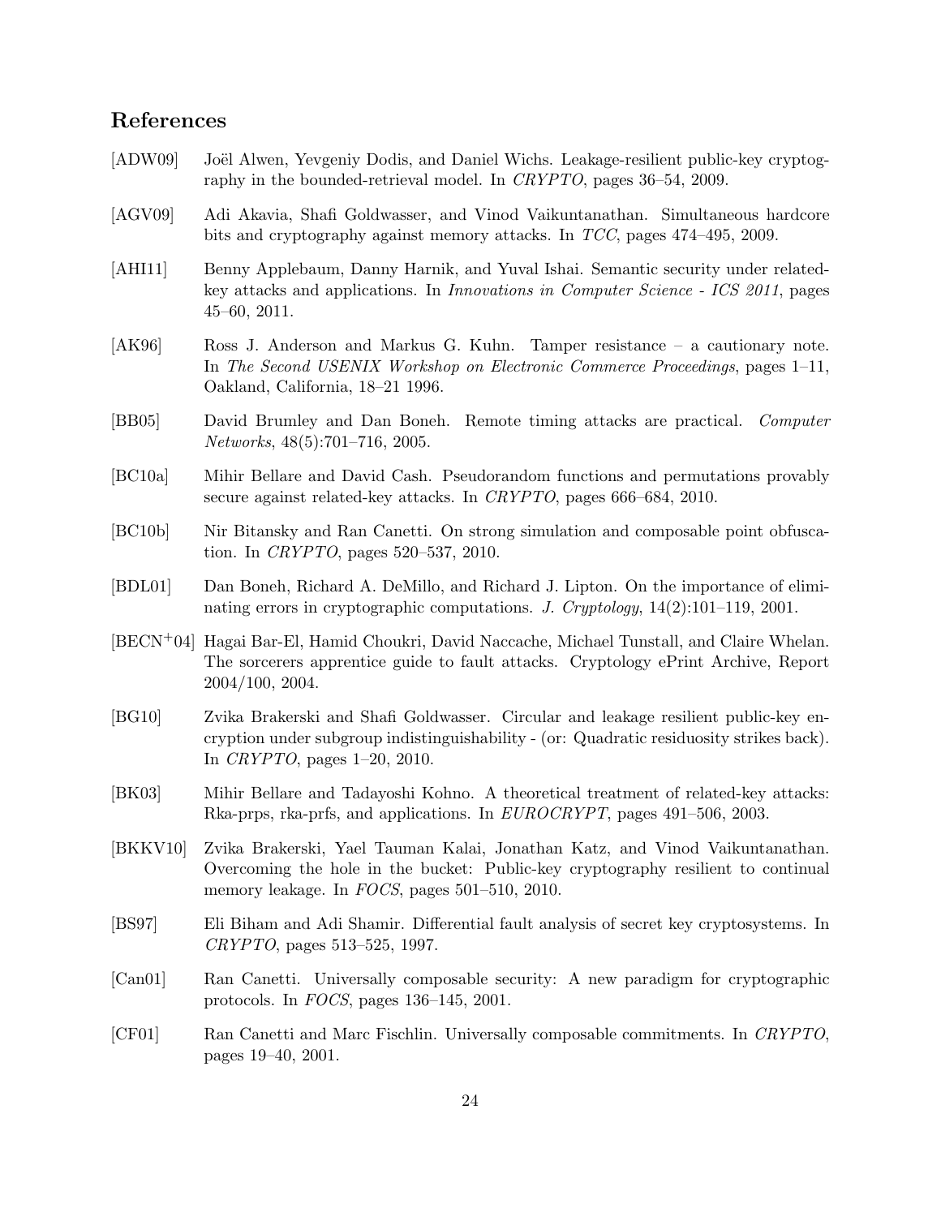## References

[ADW09] Joël Alwen, Yevgeniy Dodis, and Daniel Wichs. Leakage-resilient public-key cryptography in the bounded-retrieval model. In *CRYPTO*, pages 36–54, 2009.

[AGV09] Adi Akavia, Shafi Goldwasser, and Vinod Vaikuntanathan. Simultaneous hardcore bits and cryptography against memory attacks. In *TCC*, pages 474–495, 2009.

[AHI11] Benny Applebaum, Danny Harnik, and Yuval Ishai. Semantic security under related-key attacks and applications. In *Innovations in Computer Science - ICS 2011*, pages 45–60, 2011.

[AK96] Ross J. Anderson and Markus G. Kuhn. Tamper resistance – a cautionary note. In *The Second USENIX Workshop on Electronic Commerce Proceedings*, pages 1–11, Oakland, California, 18–21 1996.

[BB05] David Brumley and Dan Boneh. Remote timing attacks are practical. *Computer Networks*, 48(5):701–716, 2005.

[BC10a] Mihir Bellare and David Cash. Pseudorandom functions and permutations provably secure against related-key attacks. In *CRYPTO*, pages 666–684, 2010.

[BC10b] Nir Bitansky and Ran Canetti. On strong simulation and composable point obfuscation. In *CRYPTO*, pages 520–537, 2010.

[BDL01] Dan Boneh, Richard A. DeMillo, and Richard J. Lipton. On the importance of eliminating errors in cryptographic computations. *J. Cryptology*, 14(2):101–119, 2001.

[BECN+04] Hagai Bar-El, Hamid Choukri, David Naccache, Michael Tunstall, and Claire Whelan. The sorcerers apprentice guide to fault attacks. Cryptology ePrint Archive, Report 2004/100, 2004.

[BG10] Zvika Brakerski and Shafi Goldwasser. Circular and leakage resilient public-key encryption under subgroup indistinguishability - (or: Quadratic residuosity strikes back). In *CRYPTO*, pages 1–20, 2010.

[BK03] Mihir Bellare and Tadayoshi Kohno. A theoretical treatment of related-key attacks: Rka-prps, rka-prfs, and applications. In *EUROCRYPT*, pages 491–506, 2003.

[BKKV10] Zvika Brakerski, Yael Tauman Kalai, Jonathan Katz, and Vinod Vaikuntanathan. Overcoming the hole in the bucket: Public-key cryptography resilient to continual memory leakage. In *FOCS*, pages 501–510, 2010.

[BS97] Eli Biham and Adi Shamir. Differential fault analysis of secret key cryptosystems. In *CRYPTO*, pages 513–525, 1997.

[Can01] Ran Canetti. Universally composable security: A new paradigm for cryptographic protocols. In *FOCS*, pages 136–145, 2001.

[CF01] Ran Canetti and Marc Fischlin. Universally composable commitments. In *CRYPTO*, pages 19–40, 2001.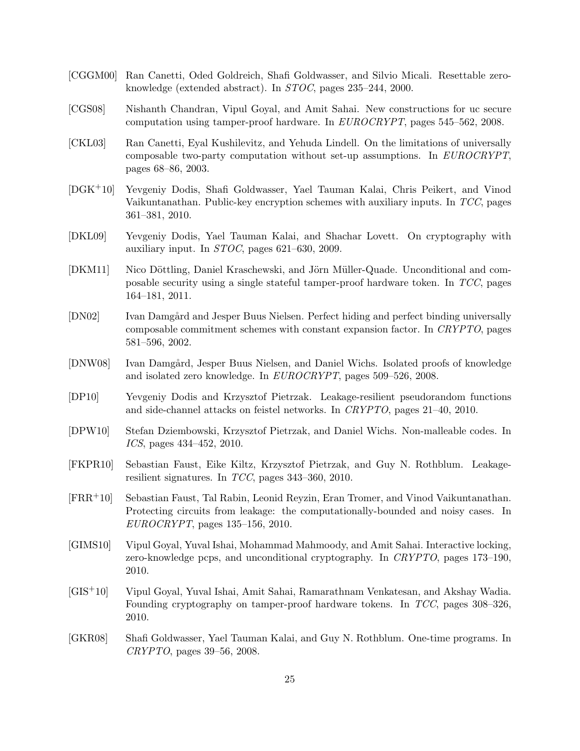[CGGM00] Ran Canetti, Oded Goldreich, Shafi Goldwasser, and Silvio Micali. Resettable zero-knowledge (extended abstract). In *STOC*, pages 235–244, 2000.

[CGS08] Nishanth Chandran, Vipul Goyal, and Amit Sahai. New constructions for uc secure computation using tamper-proof hardware. In *EUROCRYPT*, pages 545–562, 2008.

[CKL03] Ran Canetti, Eyal Kushilevitz, and Yehuda Lindell. On the limitations of universally composable two-party computation without set-up assumptions. In *EUROCRYPT*, pages 68–86, 2003.

[DGK+10] Yevgeniy Dodis, Shafi Goldwasser, Yael Tauman Kalai, Chris Peikert, and Vinod Vaikuntanathan. Public-key encryption schemes with auxiliary inputs. In *TCC*, pages 361–381, 2010.

[DKL09] Yevgeniy Dodis, Yael Tauman Kalai, and Shachar Lovett. On cryptography with auxiliary input. In *STOC*, pages 621–630, 2009.

[DKM11] Nico Döttling, Daniel Kraschewski, and Jörn Müller-Quade. Unconditional and composable security using a single stateful tamper-proof hardware token. In *TCC*, pages 164–181, 2011.

[DN02] Ivan Damgård and Jesper Buus Nielsen. Perfect hiding and perfect binding universally composable commitment schemes with constant expansion factor. In *CRYPTO*, pages 581–596, 2002.

[DNW08] Ivan Damgård, Jesper Buus Nielsen, and Daniel Wichs. Isolated proofs of knowledge and isolated zero knowledge. In *EUROCRYPT*, pages 509–526, 2008.

[DP10] Yevgeniy Dodis and Krzysztof Pietrzak. Leakage-resilient pseudorandom functions and side-channel attacks on feistel networks. In *CRYPTO*, pages 21–40, 2010.

[DPW10] Stefan Dziembowski, Krzysztof Pietrzak, and Daniel Wichs. Non-malleable codes. In *ICS*, pages 434–452, 2010.

[FKPR10] Sebastian Faust, Eike Kiltz, Krzysztof Pietrzak, and Guy N. Rothblum. Leakage-resilient signatures. In *TCC*, pages 343–360, 2010.

[FRR+10] Sebastian Faust, Tal Rabin, Leonid Reyzin, Eran Tromer, and Vinod Vaikuntanathan. Protecting circuits from leakage: the computationally-bounded and noisy cases. In *EUROCRYPT*, pages 135–156, 2010.

[GIMS10] Vipul Goyal, Yuval Ishai, Mohammad Mahmoody, and Amit Sahai. Interactive locking, zero-knowledge pcps, and unconditional cryptography. In *CRYPTO*, pages 173–190, 2010.

[GIS+10] Vipul Goyal, Yuval Ishai, Amit Sahai, Ramarathnam Venkatesan, and Akshay Wadia. Founding cryptography on tamper-proof hardware tokens. In *TCC*, pages 308–326, 2010.

[GKR08] Shafi Goldwasser, Yael Tauman Kalai, and Guy N. Rothblum. One-time programs. In *CRYPTO*, pages 39–56, 2008.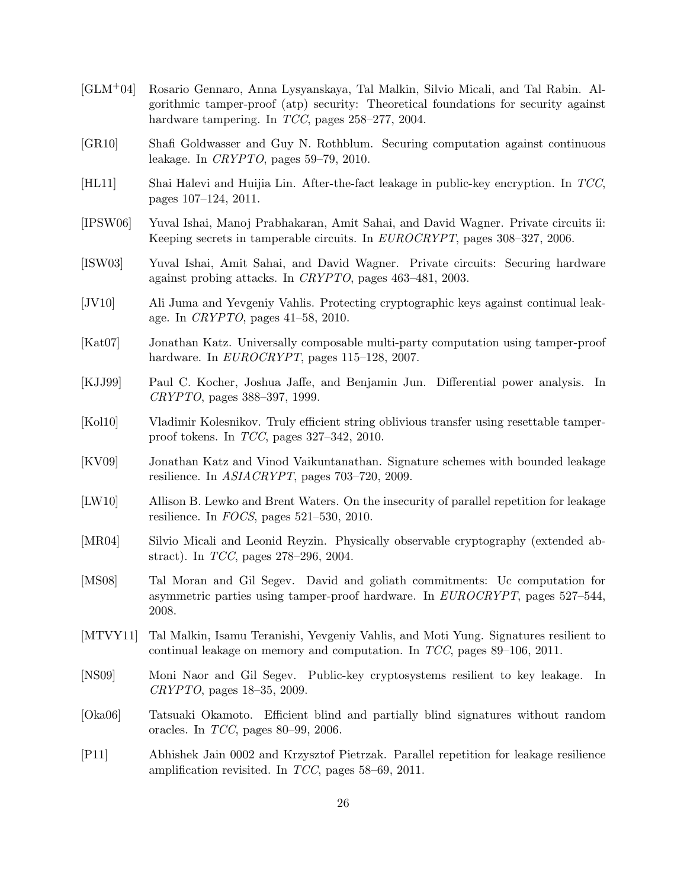[GLM$^+$04] Rosario Gennaro, Anna Lysyanskaya, Tal Malkin, Silvio Micali, and Tal Rabin. Algorithmic tamper-proof (atp) security: Theoretical foundations for security against hardware tampering. In *TCC*, pages 258–277, 2004.

[GR10] Shafi Goldwasser and Guy N. Rothblum. Securing computation against continuous leakage. In *CRYPTO*, pages 59–79, 2010.

[HL11] Shai Halevi and Huijia Lin. After-the-fact leakage in public-key encryption. In *TCC*, pages 107–124, 2011.

[IPSW06] Yuval Ishai, Manoj Prabhakaran, Amit Sahai, and David Wagner. Private circuits ii: Keeping secrets in tamperable circuits. In *EUROCRYPT*, pages 308–327, 2006.

[ISW03] Yuval Ishai, Amit Sahai, and David Wagner. Private circuits: Securing hardware against probing attacks. In *CRYPTO*, pages 463–481, 2003.

[JV10] Ali Juma and Yevgeniy Vahlis. Protecting cryptographic keys against continual leakage. In *CRYPTO*, pages 41–58, 2010.

[Kat07] Jonathan Katz. Universally composable multi-party computation using tamper-proof hardware. In *EUROCRYPT*, pages 115–128, 2007.

[KJJ99] Paul C. Kocher, Joshua Jaffe, and Benjamin Jun. Differential power analysis. In *CRYPTO*, pages 388–397, 1999.

[Kol10] Vladimir Kolesnikov. Truly efficient string oblivious transfer using resettable tamper-proof tokens. In *TCC*, pages 327–342, 2010.

[KV09] Jonathan Katz and Vinod Vaikuntanathan. Signature schemes with bounded leakage resilience. In *ASIACRYPT*, pages 703–720, 2009.

[LW10] Allison B. Lewko and Brent Waters. On the insecurity of parallel repetition for leakage resilience. In *FOCS*, pages 521–530, 2010.

[MR04] Silvio Micali and Leonid Reyzin. Physically observable cryptography (extended abstract). In *TCC*, pages 278–296, 2004.

[MS08] Tal Moran and Gil Segev. David and goliath commitments: Uc computation for asymmetric parties using tamper-proof hardware. In *EUROCRYPT*, pages 527–544, 2008.

[MTVY11] Tal Malkin, Isamu Teranishi, Yevgeniy Vahlis, and Moti Yung. Signatures resilient to continual leakage on memory and computation. In *TCC*, pages 89–106, 2011.

[NS09] Moni Naor and Gil Segev. Public-key cryptosystems resilient to key leakage. In *CRYPTO*, pages 18–35, 2009.

[Oka06] Tatsuaki Okamoto. Efficient blind and partially blind signatures without random oracles. In *TCC*, pages 80–99, 2006.

[P11] Abhishek Jain 0002 and Krzysztof Pietrzak. Parallel repetition for leakage resilience amplification revisited. In *TCC*, pages 58–69, 2011.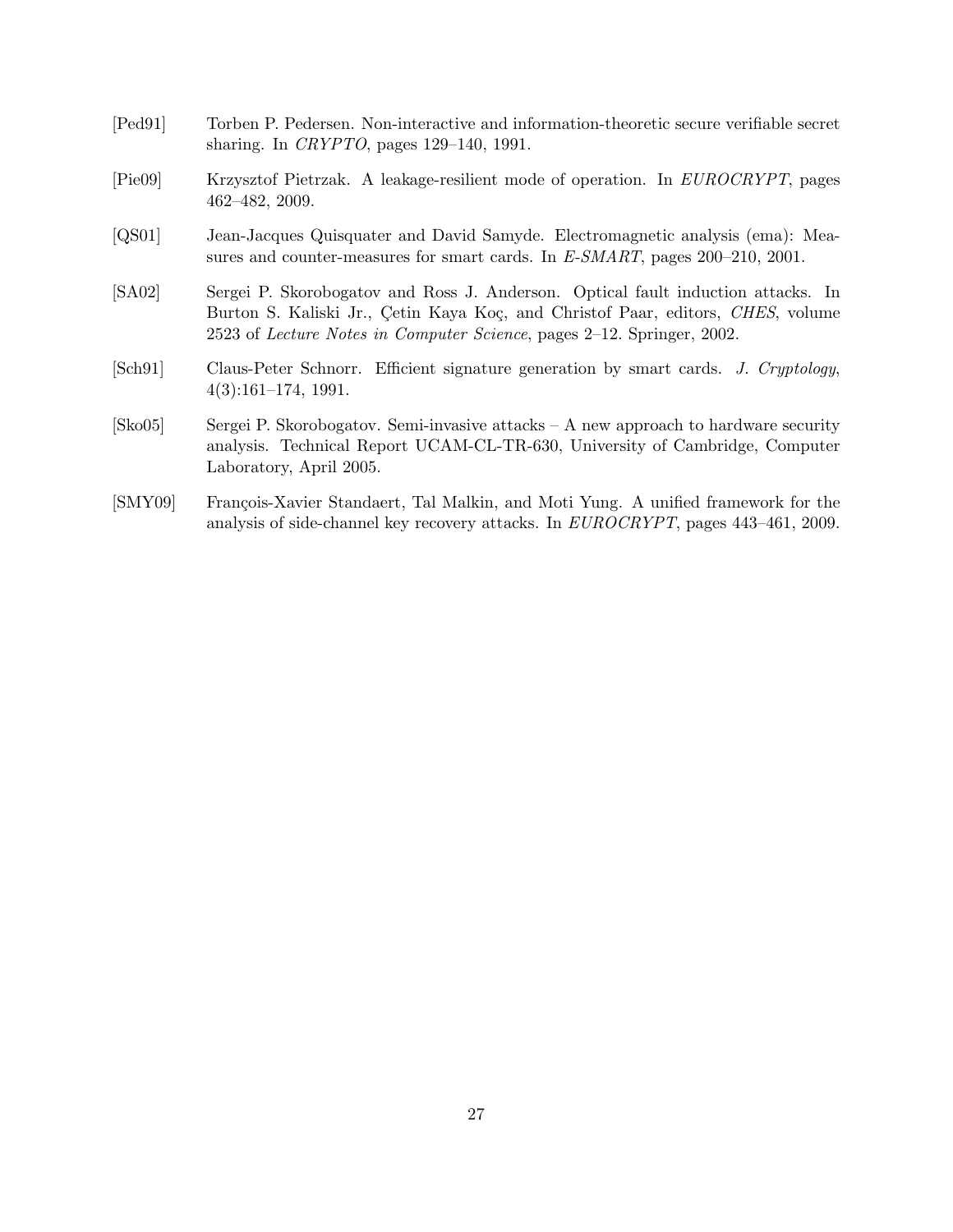[Ped91] Torben P. Pedersen. Non-interactive and information-theoretic secure verifiable secret sharing. In *CRYPTO*, pages 129–140, 1991.

[Pie09] Krzysztof Pietrzak. A leakage-resilient mode of operation. In *EUROCRYPT*, pages 462–482, 2009.

[QS01] Jean-Jacques Quisquater and David Samyde. Electromagnetic analysis (ema): Measures and counter-measures for smart cards. In *E-SMART*, pages 200–210, 2001.

[SA02] Sergei P. Skorobogatov and Ross J. Anderson. Optical fault induction attacks. In Burton S. Kaliski Jr., Çetin Kaya Koç, and Christof Paar, editors, *CHES*, volume 2523 of *Lecture Notes in Computer Science*, pages 2–12. Springer, 2002.

[Sch91] Claus-Peter Schnorr. Efficient signature generation by smart cards. *J. Cryptology*, 4(3):161–174, 1991.

[Sko05] Sergei P. Skorobogatov. Semi-invasive attacks – A new approach to hardware security analysis. Technical Report UCAM-CL-TR-630, University of Cambridge, Computer Laboratory, April 2005.

[SMY09] François-Xavier Standaert, Tal Malkin, and Moti Yung. A unified framework for the analysis of side-channel key recovery attacks. In *EUROCRYPT*, pages 443–461, 2009.